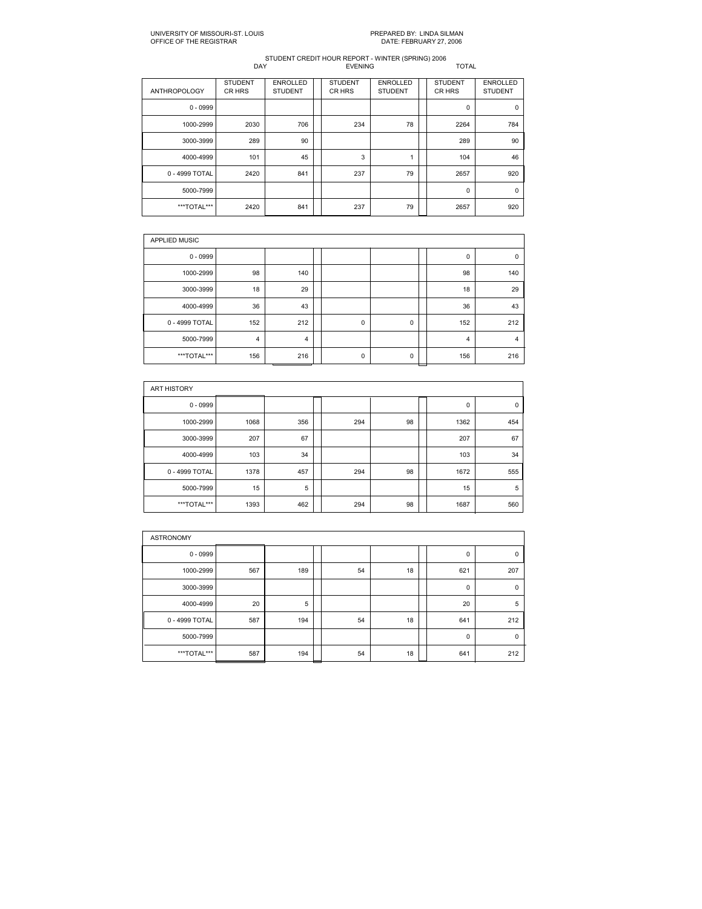UNIVERSITY OF MISSOURI-ST. LOUIS
OFFICE OF THE REGISTRAR

PREPARED BY: LINDA SILMAN
DATE: FEBRUARY 27, 2006

STUDENT CREDIT HOUR REPORT - WINTER (SPRING) 2006

| | DAY | | EVENING | | TOTAL | |
|---|---|---|---|---|---|---|
| ANTHROPOLOGY | STUDENT CR HRS | ENROLLED STUDENT | STUDENT CR HRS | ENROLLED STUDENT | STUDENT CR HRS | ENROLLED STUDENT |
| 0 - 0999 | | | | | 0 | 0 |
| 1000-2999 | 2030 | 706 | 234 | 78 | 2264 | 784 |
| 3000-3999 | 289 | 90 | | | 289 | 90 |
| 4000-4999 | 101 | 45 | 3 | 1 | 104 | 46 |
| 0 - 4999 TOTAL | 2420 | 841 | 237 | 79 | 2657 | 920 |
| 5000-7999 | | | | | 0 | 0 |
| ***TOTAL*** | 2420 | 841 | 237 | 79 | 2657 | 920 |

| APPLIED MUSIC | | | | | | |
|---|---|---|---|---|---|---|
| 0 - 0999 | | | | | 0 | 0 |
| 1000-2999 | 98 | 140 | | | 98 | 140 |
| 3000-3999 | 18 | 29 | | | 18 | 29 |
| 4000-4999 | 36 | 43 | | | 36 | 43 |
| 0 - 4999 TOTAL | 152 | 212 | 0 | 0 | 152 | 212 |
| 5000-7999 | 4 | 4 | | | 4 | 4 |
| ***TOTAL*** | 156 | 216 | 0 | 0 | 156 | 216 |

| ART HISTORY | | | | | | |
|---|---|---|---|---|---|---|
| 0 - 0999 | | | | | 0 | 0 |
| 1000-2999 | 1068 | 356 | 294 | 98 | 1362 | 454 |
| 3000-3999 | 207 | 67 | | | 207 | 67 |
| 4000-4999 | 103 | 34 | | | 103 | 34 |
| 0 - 4999 TOTAL | 1378 | 457 | 294 | 98 | 1672 | 555 |
| 5000-7999 | 15 | 5 | | | 15 | 5 |
| ***TOTAL*** | 1393 | 462 | 294 | 98 | 1687 | 560 |

| ASTRONOMY | | | | | | |
|---|---|---|---|---|---|---|
| 0 - 0999 | | | | | 0 | 0 |
| 1000-2999 | 567 | 189 | 54 | 18 | 621 | 207 |
| 3000-3999 | | | | | 0 | 0 |
| 4000-4999 | 20 | 5 | | | 20 | 5 |
| 0 - 4999 TOTAL | 587 | 194 | 54 | 18 | 641 | 212 |
| 5000-7999 | | | | | 0 | 0 |
| ***TOTAL*** | 587 | 194 | 54 | 18 | 641 | 212 |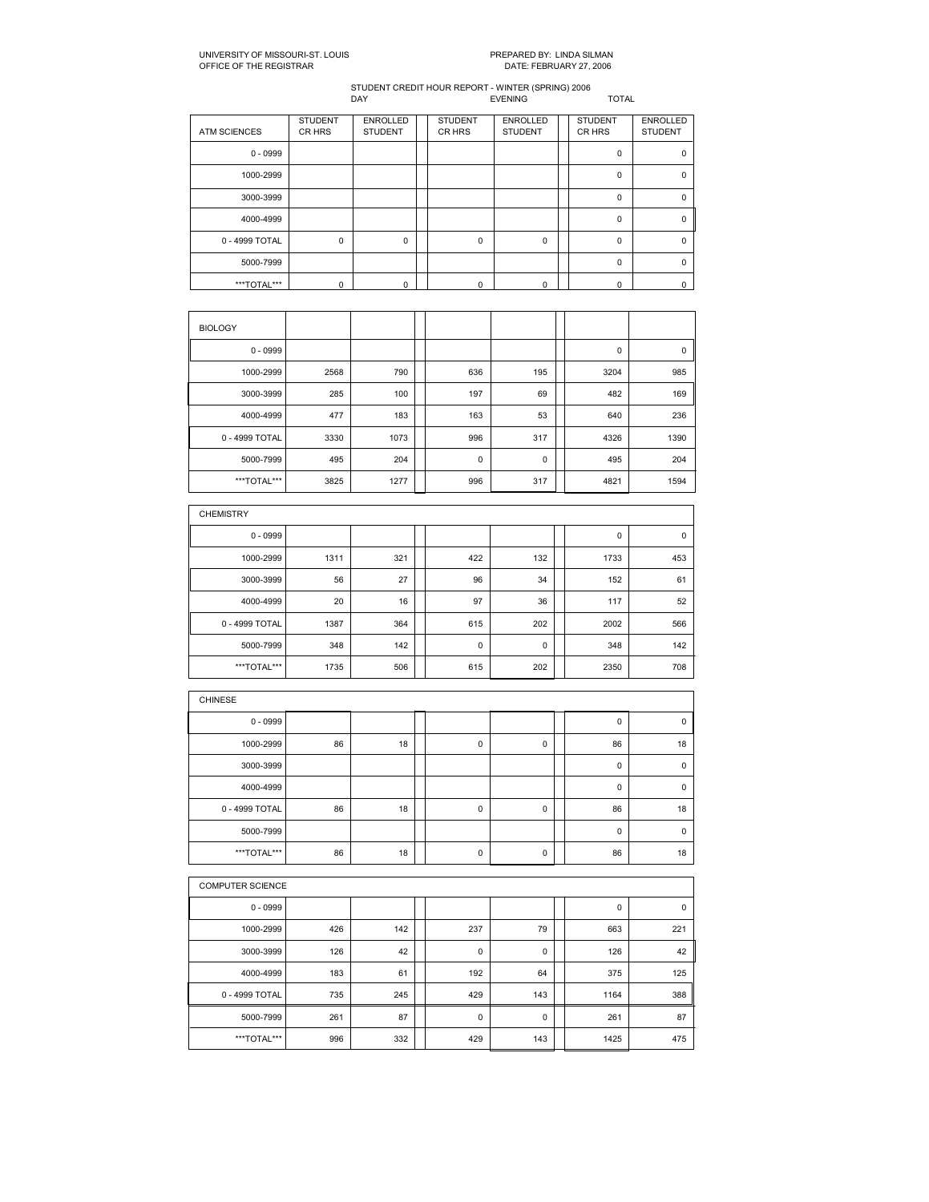UNIVERSITY OF MISSOURI-ST. LOUIS
OFFICE OF THE REGISTRAR

PREPARED BY: LINDA SILMAN
DATE: FEBRUARY 27, 2006

STUDENT CREDIT HOUR REPORT - WINTER (SPRING) 2006

| | DAY | | EVENING | | TOTAL | |
|---|---|---|---|---|---|---|
| ATM SCIENCES | STUDENT CR HRS | ENROLLED STUDENT | STUDENT CR HRS | ENROLLED STUDENT | STUDENT CR HRS | ENROLLED STUDENT |
| 0 - 0999 | | | | | 0 | 0 |
| 1000-2999 | | | | | 0 | 0 |
| 3000-3999 | | | | | 0 | 0 |
| 4000-4999 | | | | | 0 | 0 |
| 0 - 4999 TOTAL | 0 | 0 | 0 | 0 | 0 | 0 |
| 5000-7999 | | | | | 0 | 0 |
| ***TOTAL*** | 0 | 0 | 0 | 0 | 0 | 0 |

| BIOLOGY | | | | | | |
|---|---|---|---|---|---|---|
| 0 - 0999 | | | | | 0 | 0 |
| 1000-2999 | 2568 | 790 | 636 | 195 | 3204 | 985 |
| 3000-3999 | 285 | 100 | 197 | 69 | 482 | 169 |
| 4000-4999 | 477 | 183 | 163 | 53 | 640 | 236 |
| 0 - 4999 TOTAL | 3330 | 1073 | 996 | 317 | 4326 | 1390 |
| 5000-7999 | 495 | 204 | 0 | 0 | 495 | 204 |
| ***TOTAL*** | 3825 | 1277 | 996 | 317 | 4821 | 1594 |

| CHEMISTRY | | | | | | |
|---|---|---|---|---|---|---|
| 0 - 0999 | | | | | 0 | 0 |
| 1000-2999 | 1311 | 321 | 422 | 132 | 1733 | 453 |
| 3000-3999 | 56 | 27 | 96 | 34 | 152 | 61 |
| 4000-4999 | 20 | 16 | 97 | 36 | 117 | 52 |
| 0 - 4999 TOTAL | 1387 | 364 | 615 | 202 | 2002 | 566 |
| 5000-7999 | 348 | 142 | 0 | 0 | 348 | 142 |
| ***TOTAL*** | 1735 | 506 | 615 | 202 | 2350 | 708 |

| CHINESE | | | | | | |
|---|---|---|---|---|---|---|
| 0 - 0999 | | | | | 0 | 0 |
| 1000-2999 | 86 | 18 | 0 | 0 | 86 | 18 |
| 3000-3999 | | | | | 0 | 0 |
| 4000-4999 | | | | | 0 | 0 |
| 0 - 4999 TOTAL | 86 | 18 | 0 | 0 | 86 | 18 |
| 5000-7999 | | | | | 0 | 0 |
| ***TOTAL*** | 86 | 18 | 0 | 0 | 86 | 18 |

| COMPUTER SCIENCE | | | | | | |
|---|---|---|---|---|---|---|
| 0 - 0999 | | | | | 0 | 0 |
| 1000-2999 | 426 | 142 | 237 | 79 | 663 | 221 |
| 3000-3999 | 126 | 42 | 0 | 0 | 126 | 42 |
| 4000-4999 | 183 | 61 | 192 | 64 | 375 | 125 |
| 0 - 4999 TOTAL | 735 | 245 | 429 | 143 | 1164 | 388 |
| 5000-7999 | 261 | 87 | 0 | 0 | 261 | 87 |
| ***TOTAL*** | 996 | 332 | 429 | 143 | 1425 | 475 |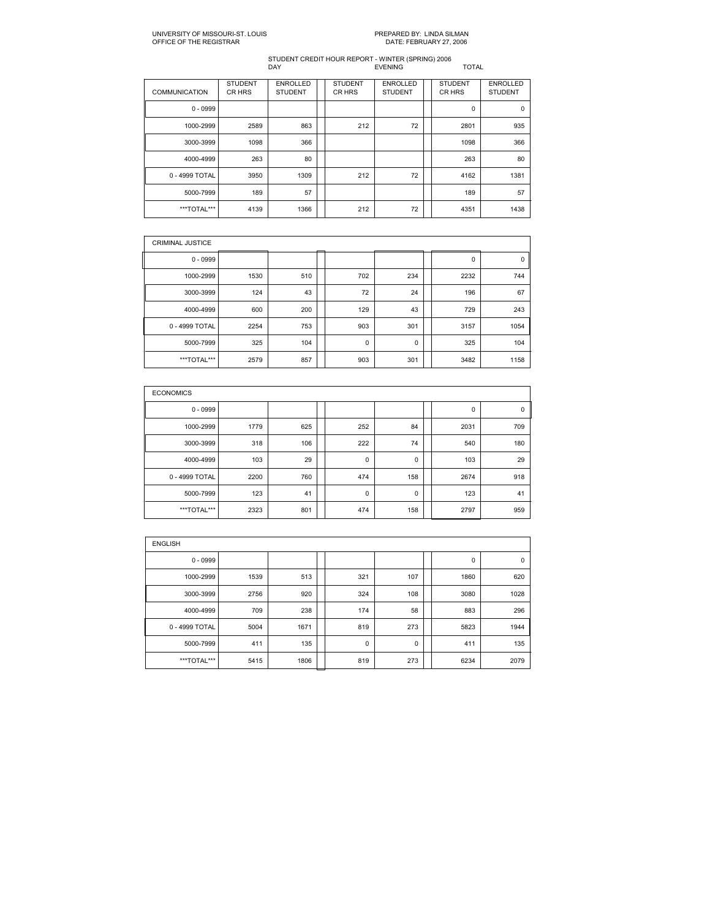UNIVERSITY OF MISSOURI-ST. LOUIS
OFFICE OF THE REGISTRAR

PREPARED BY: LINDA SILMAN
DATE: FEBRUARY 27, 2006

STUDENT CREDIT HOUR REPORT - WINTER (SPRING) 2006

| | DAY | | EVENING | | TOTAL | |
|---|---|---|---|---|---|---|
| COMMUNICATION | STUDENT CR HRS | ENROLLED STUDENT | STUDENT CR HRS | ENROLLED STUDENT | STUDENT CR HRS | ENROLLED STUDENT |
| 0 - 0999 | | | | | 0 | 0 |
| 1000-2999 | 2589 | 863 | 212 | 72 | 2801 | 935 |
| 3000-3999 | 1098 | 366 | | | 1098 | 366 |
| 4000-4999 | 263 | 80 | | | 263 | 80 |
| 0 - 4999 TOTAL | 3950 | 1309 | 212 | 72 | 4162 | 1381 |
| 5000-7999 | 189 | 57 | | | 189 | 57 |
| ***TOTAL*** | 4139 | 1366 | 212 | 72 | 4351 | 1438 |

| CRIMINAL JUSTICE | | | | | | |
|---|---|---|---|---|---|---|
| 0 - 0999 | | | | | 0 | 0 |
| 1000-2999 | 1530 | 510 | 702 | 234 | 2232 | 744 |
| 3000-3999 | 124 | 43 | 72 | 24 | 196 | 67 |
| 4000-4999 | 600 | 200 | 129 | 43 | 729 | 243 |
| 0 - 4999 TOTAL | 2254 | 753 | 903 | 301 | 3157 | 1054 |
| 5000-7999 | 325 | 104 | 0 | 0 | 325 | 104 |
| ***TOTAL*** | 2579 | 857 | 903 | 301 | 3482 | 1158 |

| ECONOMICS | | | | | | |
|---|---|---|---|---|---|---|
| 0 - 0999 | | | | | 0 | 0 |
| 1000-2999 | 1779 | 625 | 252 | 84 | 2031 | 709 |
| 3000-3999 | 318 | 106 | 222 | 74 | 540 | 180 |
| 4000-4999 | 103 | 29 | 0 | 0 | 103 | 29 |
| 0 - 4999 TOTAL | 2200 | 760 | 474 | 158 | 2674 | 918 |
| 5000-7999 | 123 | 41 | 0 | 0 | 123 | 41 |
| ***TOTAL*** | 2323 | 801 | 474 | 158 | 2797 | 959 |

| ENGLISH | | | | | | |
|---|---|---|---|---|---|---|
| 0 - 0999 | | | | | 0 | 0 |
| 1000-2999 | 1539 | 513 | 321 | 107 | 1860 | 620 |
| 3000-3999 | 2756 | 920 | 324 | 108 | 3080 | 1028 |
| 4000-4999 | 709 | 238 | 174 | 58 | 883 | 296 |
| 0 - 4999 TOTAL | 5004 | 1671 | 819 | 273 | 5823 | 1944 |
| 5000-7999 | 411 | 135 | 0 | 0 | 411 | 135 |
| ***TOTAL*** | 5415 | 1806 | 819 | 273 | 6234 | 2079 |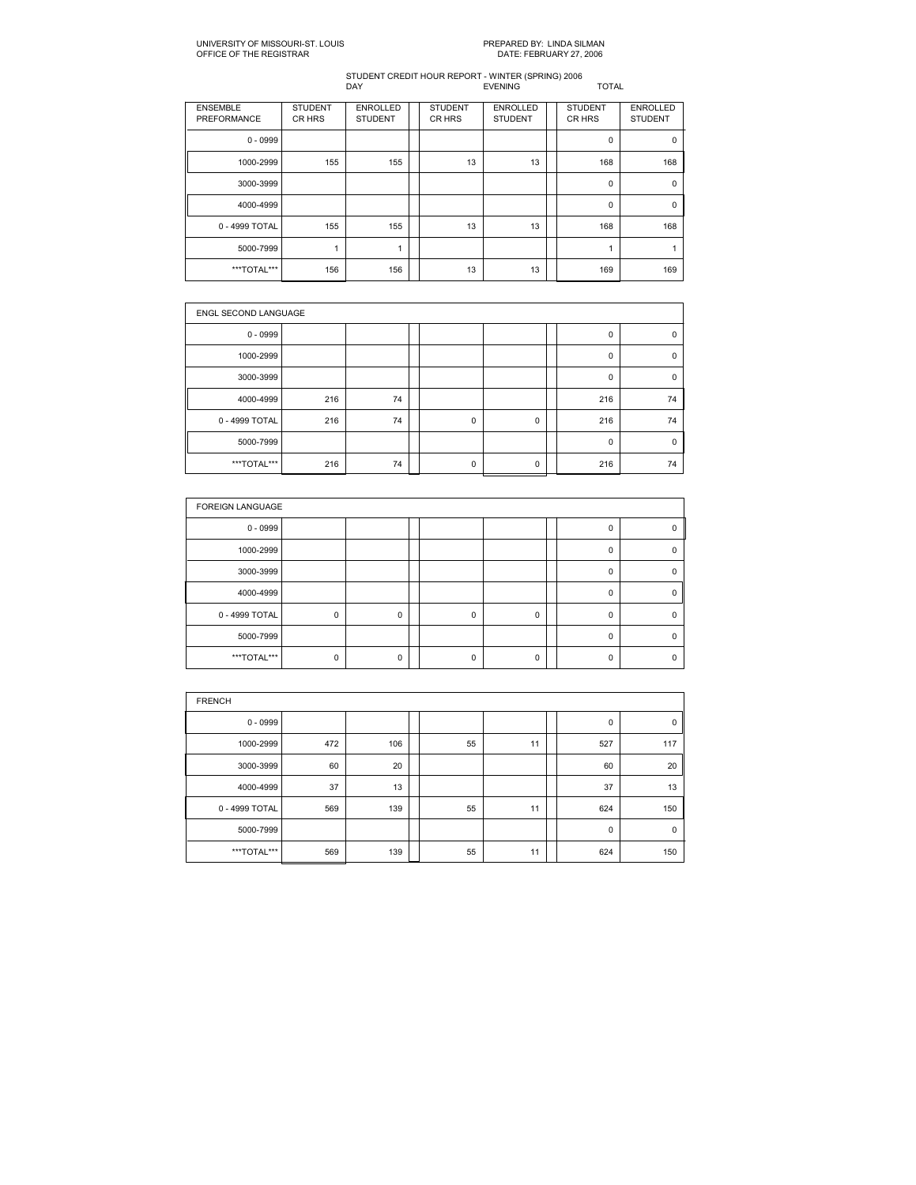UNIVERSITY OF MISSOURI-ST. LOUIS
OFFICE OF THE REGISTRAR

PREPARED BY: LINDA SILMAN
DATE: FEBRUARY 27, 2006

STUDENT CREDIT HOUR REPORT - WINTER (SPRING) 2006

| | DAY | | EVENING | | TOTAL | |
|---|---|---|---|---|---|---|
| ENSEMBLE PREFORMANCE | STUDENT CR HRS | ENROLLED STUDENT | STUDENT CR HRS | ENROLLED STUDENT | STUDENT CR HRS | ENROLLED STUDENT |
| 0 - 0999 | | | | | 0 | 0 |
| 1000-2999 | 155 | 155 | 13 | 13 | 168 | 168 |
| 3000-3999 | | | | | 0 | 0 |
| 4000-4999 | | | | | 0 | 0 |
| 0 - 4999 TOTAL | 155 | 155 | 13 | 13 | 168 | 168 |
| 5000-7999 | 1 | 1 | | | 1 | 1 |
| ***TOTAL*** | 156 | 156 | 13 | 13 | 169 | 169 |

| ENGL SECOND LANGUAGE | | | | | | |
|---|---|---|---|---|---|---|
| 0 - 0999 | | | | | 0 | 0 |
| 1000-2999 | | | | | 0 | 0 |
| 3000-3999 | | | | | 0 | 0 |
| 4000-4999 | 216 | 74 | | | 216 | 74 |
| 0 - 4999 TOTAL | 216 | 74 | 0 | 0 | 216 | 74 |
| 5000-7999 | | | | | 0 | 0 |
| ***TOTAL*** | 216 | 74 | 0 | 0 | 216 | 74 |

| FOREIGN LANGUAGE | | | | | | |
|---|---|---|---|---|---|---|
| 0 - 0999 | | | | | 0 | 0 |
| 1000-2999 | | | | | 0 | 0 |
| 3000-3999 | | | | | 0 | 0 |
| 4000-4999 | | | | | 0 | 0 |
| 0 - 4999 TOTAL | 0 | 0 | 0 | 0 | 0 | 0 |
| 5000-7999 | | | | | 0 | 0 |
| ***TOTAL*** | 0 | 0 | 0 | 0 | 0 | 0 |

| FRENCH | | | | | | |
|---|---|---|---|---|---|---|
| 0 - 0999 | | | | | 0 | 0 |
| 1000-2999 | 472 | 106 | 55 | 11 | 527 | 117 |
| 3000-3999 | 60 | 20 | | | 60 | 20 |
| 4000-4999 | 37 | 13 | | | 37 | 13 |
| 0 - 4999 TOTAL | 569 | 139 | 55 | 11 | 624 | 150 |
| 5000-7999 | | | | | 0 | 0 |
| ***TOTAL*** | 569 | 139 | 55 | 11 | 624 | 150 |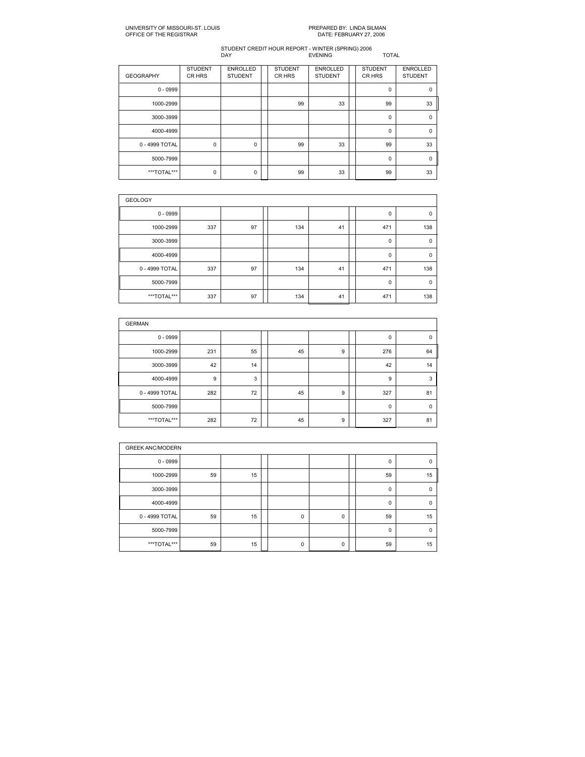UNIVERSITY OF MISSOURI-ST. LOUIS
OFFICE OF THE REGISTRAR

PREPARED BY: LINDA SILMAN
DATE: FEBRUARY 27, 2006

STUDENT CREDIT HOUR REPORT - WINTER (SPRING) 2006

| | DAY | | EVENING | | TOTAL | |
|---|---|---|---|---|---|---|
| GEOGRAPHY | STUDENT CR HRS | ENROLLED STUDENT | STUDENT CR HRS | ENROLLED STUDENT | STUDENT CR HRS | ENROLLED STUDENT |
| 0 - 0999 | | | | | 0 | 0 |
| 1000-2999 | | | 99 | 33 | 99 | 33 |
| 3000-3999 | | | | | 0 | 0 |
| 4000-4999 | | | | | 0 | 0 |
| 0 - 4999 TOTAL | 0 | 0 | 99 | 33 | 99 | 33 |
| 5000-7999 | | | | | 0 | 0 |
| ***TOTAL*** | 0 | 0 | 99 | 33 | 99 | 33 |

| GEOLOGY | | | | | | |
|---|---|---|---|---|---|---|
| 0 - 0999 | | | | | 0 | 0 |
| 1000-2999 | 337 | 97 | 134 | 41 | 471 | 138 |
| 3000-3999 | | | | | 0 | 0 |
| 4000-4999 | | | | | 0 | 0 |
| 0 - 4999 TOTAL | 337 | 97 | 134 | 41 | 471 | 138 |
| 5000-7999 | | | | | 0 | 0 |
| ***TOTAL*** | 337 | 97 | 134 | 41 | 471 | 138 |

| GERMAN | | | | | | |
|---|---|---|---|---|---|---|
| 0 - 0999 | | | | | 0 | 0 |
| 1000-2999 | 231 | 55 | 45 | 9 | 276 | 64 |
| 3000-3999 | 42 | 14 | | | 42 | 14 |
| 4000-4999 | 9 | 3 | | | 9 | 3 |
| 0 - 4999 TOTAL | 282 | 72 | 45 | 9 | 327 | 81 |
| 5000-7999 | | | | | 0 | 0 |
| ***TOTAL*** | 282 | 72 | 45 | 9 | 327 | 81 |

| GREEK ANC/MODERN | | | | | | |
|---|---|---|---|---|---|---|
| 0 - 0999 | | | | | 0 | 0 |
| 1000-2999 | 59 | 15 | | | 59 | 15 |
| 3000-3999 | | | | | 0 | 0 |
| 4000-4999 | | | | | 0 | 0 |
| 0 - 4999 TOTAL | 59 | 15 | 0 | 0 | 59 | 15 |
| 5000-7999 | | | | | 0 | 0 |
| ***TOTAL*** | 59 | 15 | 0 | 0 | 59 | 15 |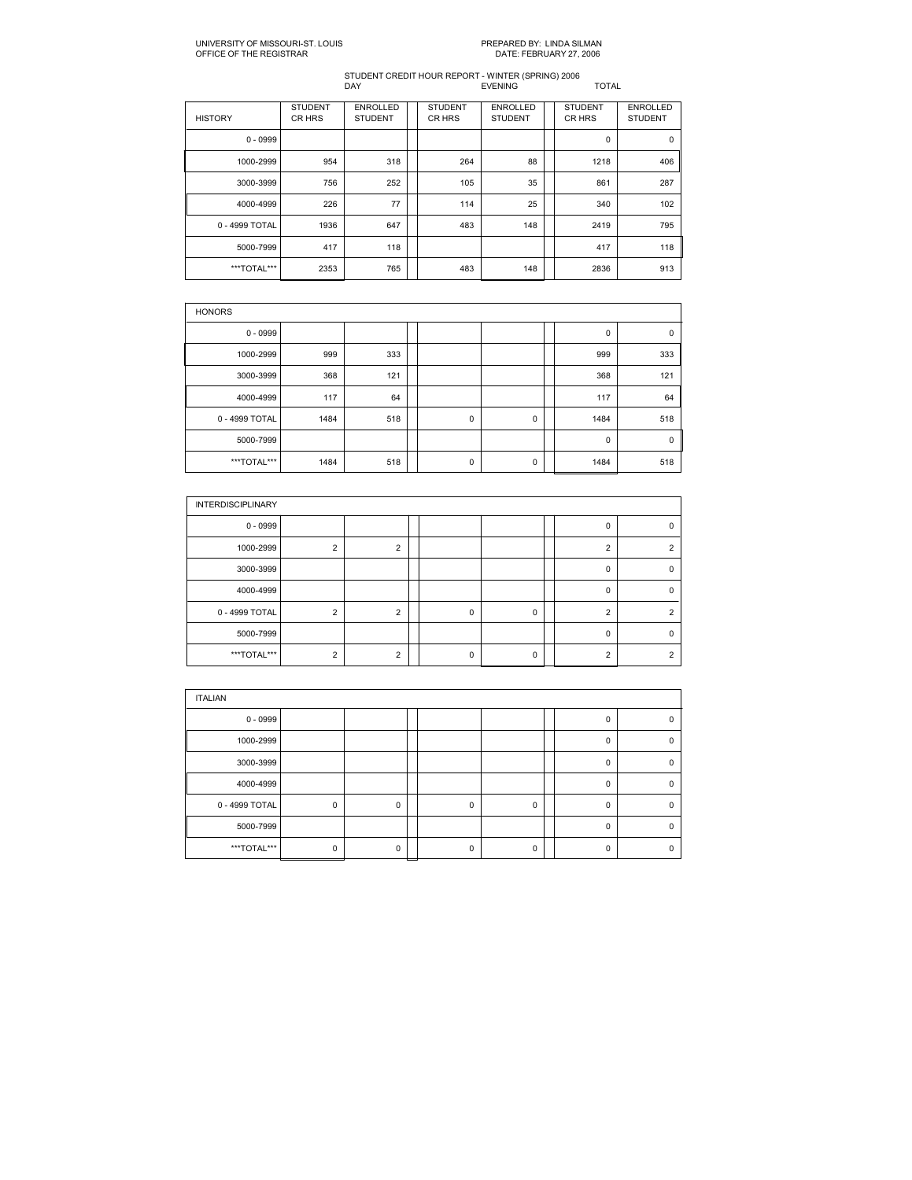UNIVERSITY OF MISSOURI-ST. LOUIS
OFFICE OF THE REGISTRAR

PREPARED BY: LINDA SILMAN
DATE: FEBRUARY 27, 2006

STUDENT CREDIT HOUR REPORT - WINTER (SPRING) 2006

| | DAY | | EVENING | | TOTAL | |
|---|---|---|---|---|---|---|
| HISTORY | STUDENT CR HRS | ENROLLED STUDENT | STUDENT CR HRS | ENROLLED STUDENT | STUDENT CR HRS | ENROLLED STUDENT |
| 0 - 0999 | | | | | 0 | 0 |
| 1000-2999 | 954 | 318 | 264 | 88 | 1218 | 406 |
| 3000-3999 | 756 | 252 | 105 | 35 | 861 | 287 |
| 4000-4999 | 226 | 77 | 114 | 25 | 340 | 102 |
| 0 - 4999 TOTAL | 1936 | 647 | 483 | 148 | 2419 | 795 |
| 5000-7999 | 417 | 118 | | | 417 | 118 |
| ***TOTAL*** | 2353 | 765 | 483 | 148 | 2836 | 913 |

| HONORS | | | | | | |
|---|---|---|---|---|---|---|
| 0 - 0999 | | | | | 0 | 0 |
| 1000-2999 | 999 | 333 | | | 999 | 333 |
| 3000-3999 | 368 | 121 | | | 368 | 121 |
| 4000-4999 | 117 | 64 | | | 117 | 64 |
| 0 - 4999 TOTAL | 1484 | 518 | 0 | 0 | 1484 | 518 |
| 5000-7999 | | | | | 0 | 0 |
| ***TOTAL*** | 1484 | 518 | 0 | 0 | 1484 | 518 |

| INTERDISCIPLINARY | | | | | | |
|---|---|---|---|---|---|---|
| 0 - 0999 | | | | | 0 | 0 |
| 1000-2999 | 2 | 2 | | | 2 | 2 |
| 3000-3999 | | | | | 0 | 0 |
| 4000-4999 | | | | | 0 | 0 |
| 0 - 4999 TOTAL | 2 | 2 | 0 | 0 | 2 | 2 |
| 5000-7999 | | | | | 0 | 0 |
| ***TOTAL*** | 2 | 2 | 0 | 0 | 2 | 2 |

| ITALIAN | | | | | | |
|---|---|---|---|---|---|---|
| 0 - 0999 | | | | | 0 | 0 |
| 1000-2999 | | | | | 0 | 0 |
| 3000-3999 | | | | | 0 | 0 |
| 4000-4999 | | | | | 0 | 0 |
| 0 - 4999 TOTAL | 0 | 0 | 0 | 0 | 0 | 0 |
| 5000-7999 | | | | | 0 | 0 |
| ***TOTAL*** | 0 | 0 | 0 | 0 | 0 | 0 |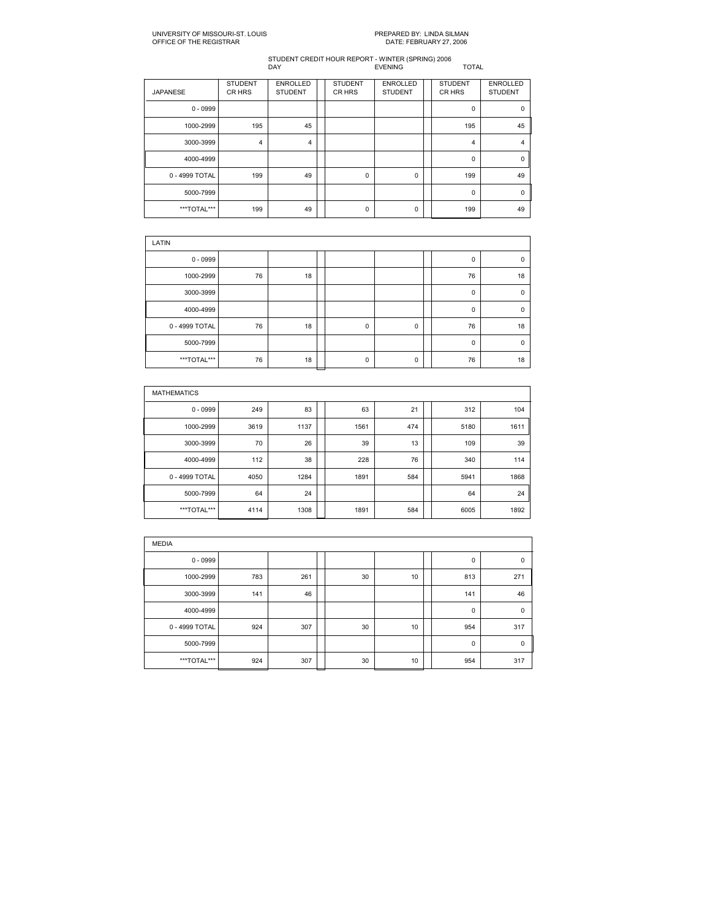UNIVERSITY OF MISSOURI-ST. LOUIS
OFFICE OF THE REGISTRAR

PREPARED BY: LINDA SILMAN
DATE: FEBRUARY 27, 2006

STUDENT CREDIT HOUR REPORT - WINTER (SPRING) 2006

| | DAY | | EVENING | | TOTAL | |
|---|---|---|---|---|---|---|
| JAPANESE | STUDENT CR HRS | ENROLLED STUDENT | STUDENT CR HRS | ENROLLED STUDENT | STUDENT CR HRS | ENROLLED STUDENT |
| 0 - 0999 | | | | | 0 | 0 |
| 1000-2999 | 195 | 45 | | | 195 | 45 |
| 3000-3999 | 4 | 4 | | | 4 | 4 |
| 4000-4999 | | | | | 0 | 0 |
| 0 - 4999 TOTAL | 199 | 49 | 0 | 0 | 199 | 49 |
| 5000-7999 | | | | | 0 | 0 |
| ***TOTAL*** | 199 | 49 | 0 | 0 | 199 | 49 |

| LATIN | | | | | | |
|---|---|---|---|---|---|---|
| 0 - 0999 | | | | | 0 | 0 |
| 1000-2999 | 76 | 18 | | | 76 | 18 |
| 3000-3999 | | | | | 0 | 0 |
| 4000-4999 | | | | | 0 | 0 |
| 0 - 4999 TOTAL | 76 | 18 | 0 | 0 | 76 | 18 |
| 5000-7999 | | | | | 0 | 0 |
| ***TOTAL*** | 76 | 18 | 0 | 0 | 76 | 18 |

| MATHEMATICS | | | | | | |
|---|---|---|---|---|---|---|
| 0 - 0999 | 249 | 83 | 63 | 21 | 312 | 104 |
| 1000-2999 | 3619 | 1137 | 1561 | 474 | 5180 | 1611 |
| 3000-3999 | 70 | 26 | 39 | 13 | 109 | 39 |
| 4000-4999 | 112 | 38 | 228 | 76 | 340 | 114 |
| 0 - 4999 TOTAL | 4050 | 1284 | 1891 | 584 | 5941 | 1868 |
| 5000-7999 | 64 | 24 | | | 64 | 24 |
| ***TOTAL*** | 4114 | 1308 | 1891 | 584 | 6005 | 1892 |

| MEDIA | | | | | | |
|---|---|---|---|---|---|---|
| 0 - 0999 | | | | | 0 | 0 |
| 1000-2999 | 783 | 261 | 30 | 10 | 813 | 271 |
| 3000-3999 | 141 | 46 | | | 141 | 46 |
| 4000-4999 | | | | | 0 | 0 |
| 0 - 4999 TOTAL | 924 | 307 | 30 | 10 | 954 | 317 |
| 5000-7999 | | | | | 0 | 0 |
| ***TOTAL*** | 924 | 307 | 30 | 10 | 954 | 317 |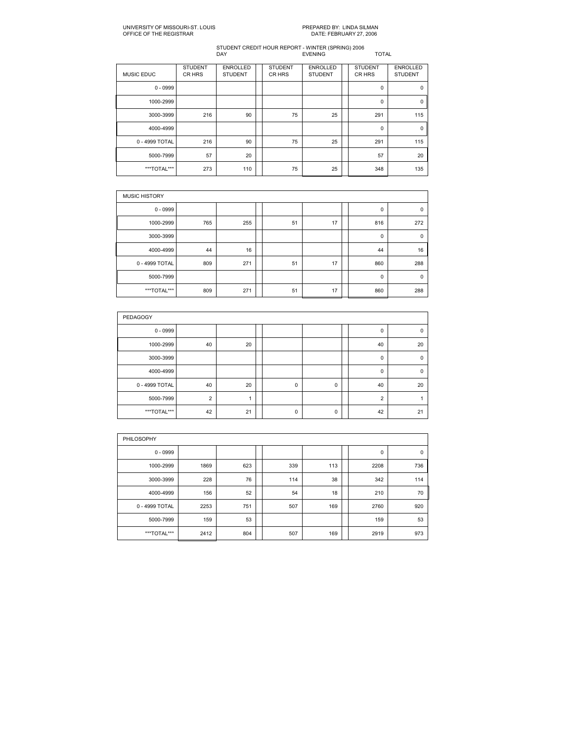UNIVERSITY OF MISSOURI-ST. LOUIS
OFFICE OF THE REGISTRAR

PREPARED BY: LINDA SILMAN
DATE: FEBRUARY 27, 2006

STUDENT CREDIT HOUR REPORT - WINTER (SPRING) 2006

| | DAY | | EVENING | | TOTAL | |
|---|---|---|---|---|---|---|
| MUSIC EDUC | STUDENT CR HRS | ENROLLED STUDENT | STUDENT CR HRS | ENROLLED STUDENT | STUDENT CR HRS | ENROLLED STUDENT |
| 0 - 0999 | | | | | 0 | 0 |
| 1000-2999 | | | | | 0 | 0 |
| 3000-3999 | 216 | 90 | 75 | 25 | 291 | 115 |
| 4000-4999 | | | | | 0 | 0 |
| 0 - 4999 TOTAL | 216 | 90 | 75 | 25 | 291 | 115 |
| 5000-7999 | 57 | 20 | | | 57 | 20 |
| ***TOTAL*** | 273 | 110 | 75 | 25 | 348 | 135 |

| MUSIC HISTORY | | | | | | |
|---|---|---|---|---|---|---|
| 0 - 0999 | | | | | 0 | 0 |
| 1000-2999 | 765 | 255 | 51 | 17 | 816 | 272 |
| 3000-3999 | | | | | 0 | 0 |
| 4000-4999 | 44 | 16 | | | 44 | 16 |
| 0 - 4999 TOTAL | 809 | 271 | 51 | 17 | 860 | 288 |
| 5000-7999 | | | | | 0 | 0 |
| ***TOTAL*** | 809 | 271 | 51 | 17 | 860 | 288 |

| PEDAGOGY | | | | | | |
|---|---|---|---|---|---|---|
| 0 - 0999 | | | | | 0 | 0 |
| 1000-2999 | 40 | 20 | | | 40 | 20 |
| 3000-3999 | | | | | 0 | 0 |
| 4000-4999 | | | | | 0 | 0 |
| 0 - 4999 TOTAL | 40 | 20 | 0 | 0 | 40 | 20 |
| 5000-7999 | 2 | 1 | | | 2 | 1 |
| ***TOTAL*** | 42 | 21 | 0 | 0 | 42 | 21 |

| PHILOSOPHY | | | | | | |
|---|---|---|---|---|---|---|
| 0 - 0999 | | | | | 0 | 0 |
| 1000-2999 | 1869 | 623 | 339 | 113 | 2208 | 736 |
| 3000-3999 | 228 | 76 | 114 | 38 | 342 | 114 |
| 4000-4999 | 156 | 52 | 54 | 18 | 210 | 70 |
| 0 - 4999 TOTAL | 2253 | 751 | 507 | 169 | 2760 | 920 |
| 5000-7999 | 159 | 53 | | | 159 | 53 |
| ***TOTAL*** | 2412 | 804 | 507 | 169 | 2919 | 973 |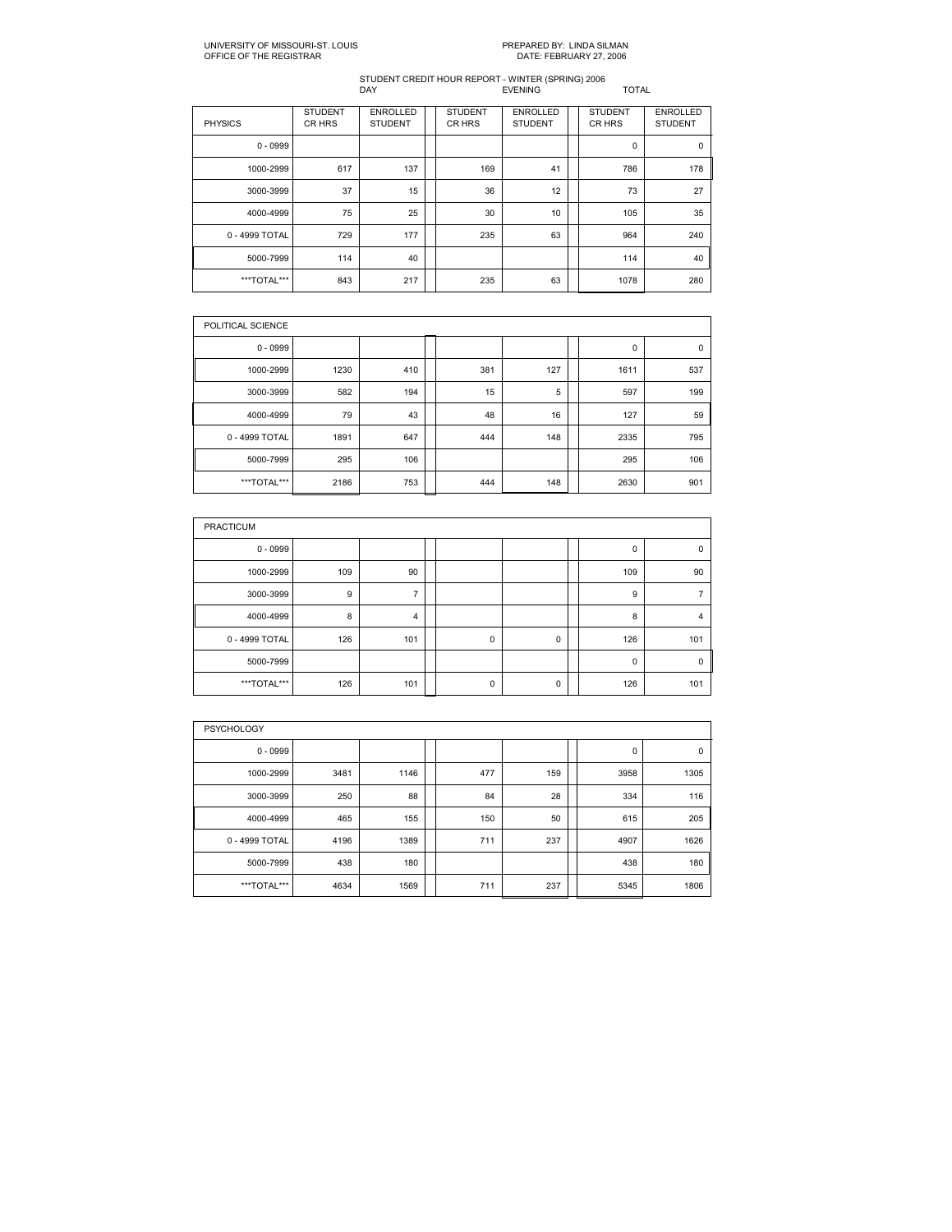UNIVERSITY OF MISSOURI-ST. LOUIS
OFFICE OF THE REGISTRAR

PREPARED BY: LINDA SILMAN
DATE: FEBRUARY 27, 2006

STUDENT CREDIT HOUR REPORT - WINTER (SPRING) 2006

| | DAY | | EVENING | | TOTAL | |
|---|---|---|---|---|---|---|
| PHYSICS | STUDENT CR HRS | ENROLLED STUDENT | STUDENT CR HRS | ENROLLED STUDENT | STUDENT CR HRS | ENROLLED STUDENT |
| 0 - 0999 | | | | | 0 | 0 |
| 1000-2999 | 617 | 137 | 169 | 41 | 786 | 178 |
| 3000-3999 | 37 | 15 | 36 | 12 | 73 | 27 |
| 4000-4999 | 75 | 25 | 30 | 10 | 105 | 35 |
| 0 - 4999 TOTAL | 729 | 177 | 235 | 63 | 964 | 240 |
| 5000-7999 | 114 | 40 | | | 114 | 40 |
| ***TOTAL*** | 843 | 217 | 235 | 63 | 1078 | 280 |

| POLITICAL SCIENCE | | | | | | |
|---|---|---|---|---|---|---|
| 0 - 0999 | | | | | 0 | 0 |
| 1000-2999 | 1230 | 410 | 381 | 127 | 1611 | 537 |
| 3000-3999 | 582 | 194 | 15 | 5 | 597 | 199 |
| 4000-4999 | 79 | 43 | 48 | 16 | 127 | 59 |
| 0 - 4999 TOTAL | 1891 | 647 | 444 | 148 | 2335 | 795 |
| 5000-7999 | 295 | 106 | | | 295 | 106 |
| ***TOTAL*** | 2186 | 753 | 444 | 148 | 2630 | 901 |

| PRACTICUM | | | | | | |
|---|---|---|---|---|---|---|
| 0 - 0999 | | | | | 0 | 0 |
| 1000-2999 | 109 | 90 | | | 109 | 90 |
| 3000-3999 | 9 | 7 | | | 9 | 7 |
| 4000-4999 | 8 | 4 | | | 8 | 4 |
| 0 - 4999 TOTAL | 126 | 101 | 0 | 0 | 126 | 101 |
| 5000-7999 | | | | | 0 | 0 |
| ***TOTAL*** | 126 | 101 | 0 | 0 | 126 | 101 |

| PSYCHOLOGY | | | | | | |
|---|---|---|---|---|---|---|
| 0 - 0999 | | | | | 0 | 0 |
| 1000-2999 | 3481 | 1146 | 477 | 159 | 3958 | 1305 |
| 3000-3999 | 250 | 88 | 84 | 28 | 334 | 116 |
| 4000-4999 | 465 | 155 | 150 | 50 | 615 | 205 |
| 0 - 4999 TOTAL | 4196 | 1389 | 711 | 237 | 4907 | 1626 |
| 5000-7999 | 438 | 180 | | | 438 | 180 |
| ***TOTAL*** | 4634 | 1569 | 711 | 237 | 5345 | 1806 |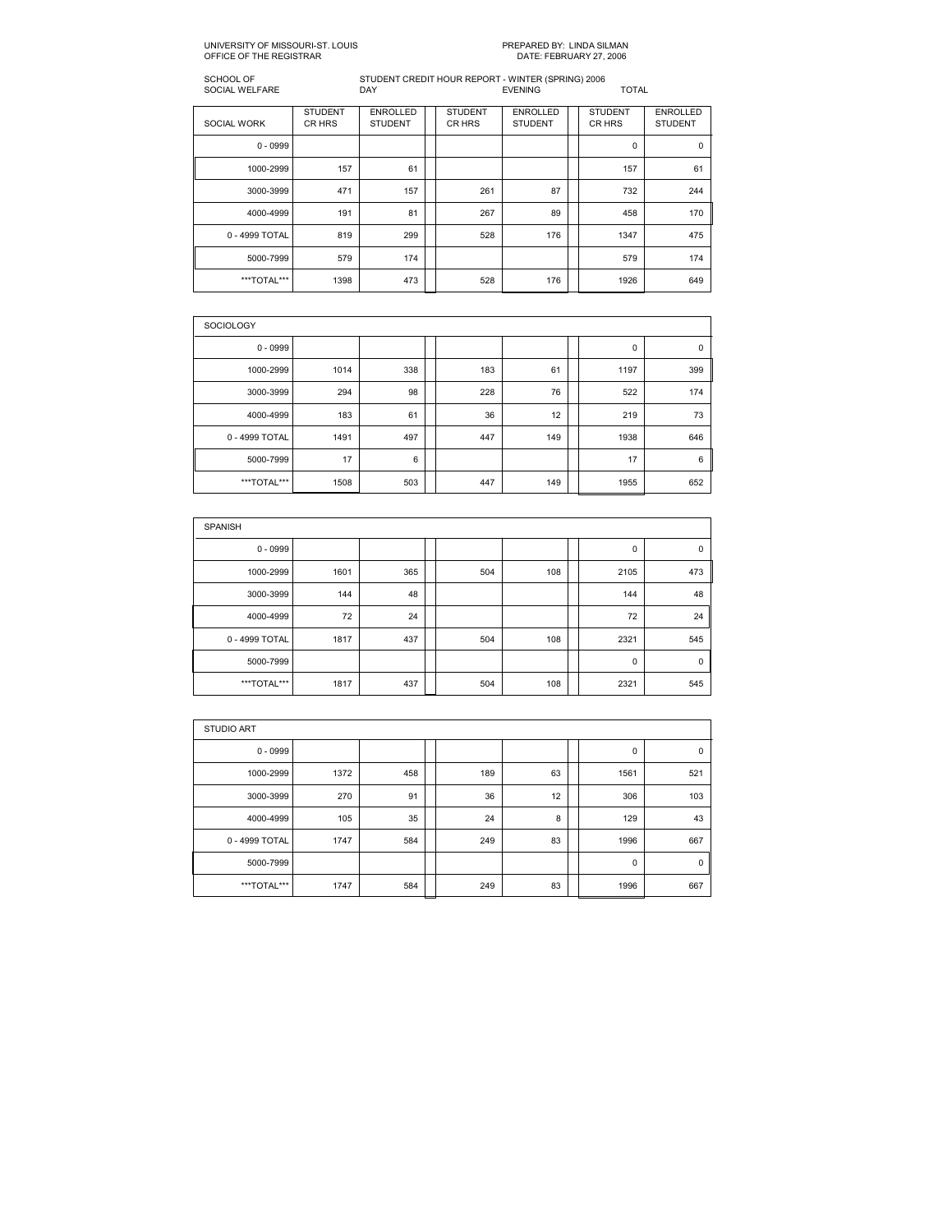UNIVERSITY OF MISSOURI-ST. LOUIS
OFFICE OF THE REGISTRAR

PREPARED BY: LINDA SILMAN
DATE: FEBRUARY 27, 2006

SCHOOL OF SOCIAL WELFARE

STUDENT CREDIT HOUR REPORT - WINTER (SPRING) 2006

| | DAY | | EVENING | | TOTAL | |
|---|---|---|---|---|---|---|
| SOCIAL WORK | STUDENT CR HRS | ENROLLED STUDENT | STUDENT CR HRS | ENROLLED STUDENT | STUDENT CR HRS | ENROLLED STUDENT |
| 0 - 0999 | | | | | 0 | 0 |
| 1000-2999 | 157 | 61 | | | 157 | 61 |
| 3000-3999 | 471 | 157 | 261 | 87 | 732 | 244 |
| 4000-4999 | 191 | 81 | 267 | 89 | 458 | 170 |
| 0 - 4999 TOTAL | 819 | 299 | 528 | 176 | 1347 | 475 |
| 5000-7999 | 579 | 174 | | | 579 | 174 |
| ***TOTAL*** | 1398 | 473 | 528 | 176 | 1926 | 649 |

| SOCIOLOGY | | | | | | |
|---|---|---|---|---|---|---|
| 0 - 0999 | | | | | 0 | 0 |
| 1000-2999 | 1014 | 338 | 183 | 61 | 1197 | 399 |
| 3000-3999 | 294 | 98 | 228 | 76 | 522 | 174 |
| 4000-4999 | 183 | 61 | 36 | 12 | 219 | 73 |
| 0 - 4999 TOTAL | 1491 | 497 | 447 | 149 | 1938 | 646 |
| 5000-7999 | 17 | 6 | | | 17 | 6 |
| ***TOTAL*** | 1508 | 503 | 447 | 149 | 1955 | 652 |

| SPANISH | | | | | | |
|---|---|---|---|---|---|---|
| 0 - 0999 | | | | | 0 | 0 |
| 1000-2999 | 1601 | 365 | 504 | 108 | 2105 | 473 |
| 3000-3999 | 144 | 48 | | | 144 | 48 |
| 4000-4999 | 72 | 24 | | | 72 | 24 |
| 0 - 4999 TOTAL | 1817 | 437 | 504 | 108 | 2321 | 545 |
| 5000-7999 | | | | | 0 | 0 |
| ***TOTAL*** | 1817 | 437 | 504 | 108 | 2321 | 545 |

| STUDIO ART | | | | | | |
|---|---|---|---|---|---|---|
| 0 - 0999 | | | | | 0 | 0 |
| 1000-2999 | 1372 | 458 | 189 | 63 | 1561 | 521 |
| 3000-3999 | 270 | 91 | 36 | 12 | 306 | 103 |
| 4000-4999 | 105 | 35 | 24 | 8 | 129 | 43 |
| 0 - 4999 TOTAL | 1747 | 584 | 249 | 83 | 1996 | 667 |
| 5000-7999 | | | | | 0 | 0 |
| ***TOTAL*** | 1747 | 584 | 249 | 83 | 1996 | 667 |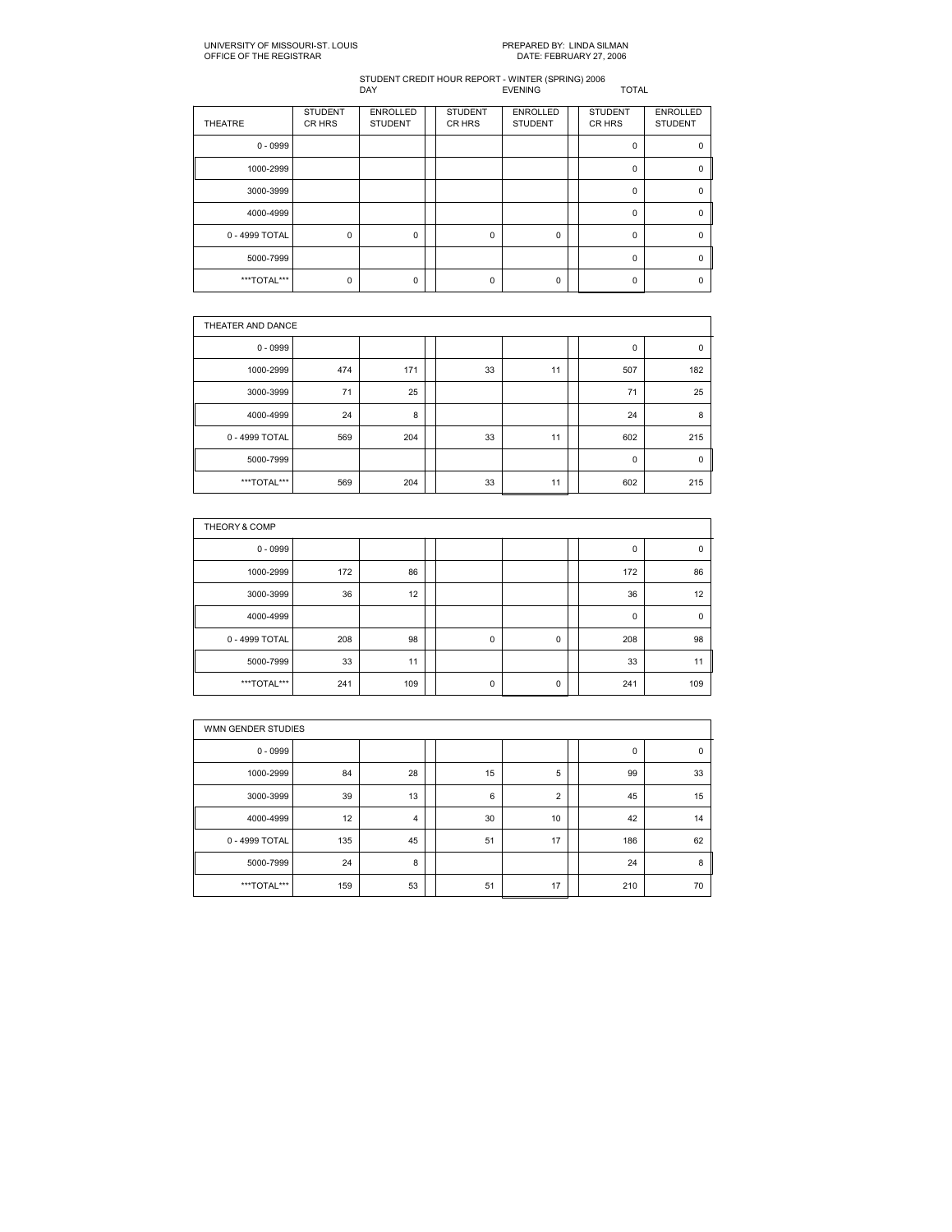UNIVERSITY OF MISSOURI-ST. LOUIS
OFFICE OF THE REGISTRAR

PREPARED BY: LINDA SILMAN
DATE: FEBRUARY 27, 2006

STUDENT CREDIT HOUR REPORT - WINTER (SPRING) 2006

| THEATRE | DAY STUDENT CR HRS | DAY ENROLLED STUDENT | EVENING STUDENT CR HRS | EVENING ENROLLED STUDENT | TOTAL STUDENT CR HRS | TOTAL ENROLLED STUDENT |
|---|---|---|---|---|---|---|
| 0 - 0999 | | | | | 0 | 0 |
| 1000-2999 | | | | | 0 | 0 |
| 3000-3999 | | | | | 0 | 0 |
| 4000-4999 | | | | | 0 | 0 |
| 0 - 4999 TOTAL | 0 | 0 | 0 | 0 | 0 | 0 |
| 5000-7999 | | | | | 0 | 0 |
| ***TOTAL*** | 0 | 0 | 0 | 0 | 0 | 0 |

| THEATER AND DANCE | DAY STUDENT CR HRS | DAY ENROLLED STUDENT | EVENING STUDENT CR HRS | EVENING ENROLLED STUDENT | TOTAL STUDENT CR HRS | TOTAL ENROLLED STUDENT |
|---|---|---|---|---|---|---|
| 0 - 0999 | | | | | 0 | 0 |
| 1000-2999 | 474 | 171 | 33 | 11 | 507 | 182 |
| 3000-3999 | 71 | 25 | | | 71 | 25 |
| 4000-4999 | 24 | 8 | | | 24 | 8 |
| 0 - 4999 TOTAL | 569 | 204 | 33 | 11 | 602 | 215 |
| 5000-7999 | | | | | 0 | 0 |
| ***TOTAL*** | 569 | 204 | 33 | 11 | 602 | 215 |

| THEORY & COMP | DAY STUDENT CR HRS | DAY ENROLLED STUDENT | EVENING STUDENT CR HRS | EVENING ENROLLED STUDENT | TOTAL STUDENT CR HRS | TOTAL ENROLLED STUDENT |
|---|---|---|---|---|---|---|
| 0 - 0999 | | | | | 0 | 0 |
| 1000-2999 | 172 | 86 | | | 172 | 86 |
| 3000-3999 | 36 | 12 | | | 36 | 12 |
| 4000-4999 | | | | | 0 | 0 |
| 0 - 4999 TOTAL | 208 | 98 | 0 | 0 | 208 | 98 |
| 5000-7999 | 33 | 11 | | | 33 | 11 |
| ***TOTAL*** | 241 | 109 | 0 | 0 | 241 | 109 |

| WMN GENDER STUDIES | DAY STUDENT CR HRS | DAY ENROLLED STUDENT | EVENING STUDENT CR HRS | EVENING ENROLLED STUDENT | TOTAL STUDENT CR HRS | TOTAL ENROLLED STUDENT |
|---|---|---|---|---|---|---|
| 0 - 0999 | | | | | 0 | 0 |
| 1000-2999 | 84 | 28 | 15 | 5 | 99 | 33 |
| 3000-3999 | 39 | 13 | 6 | 2 | 45 | 15 |
| 4000-4999 | 12 | 4 | 30 | 10 | 42 | 14 |
| 0 - 4999 TOTAL | 135 | 45 | 51 | 17 | 186 | 62 |
| 5000-7999 | 24 | 8 | | | 24 | 8 |
| ***TOTAL*** | 159 | 53 | 51 | 17 | 210 | 70 |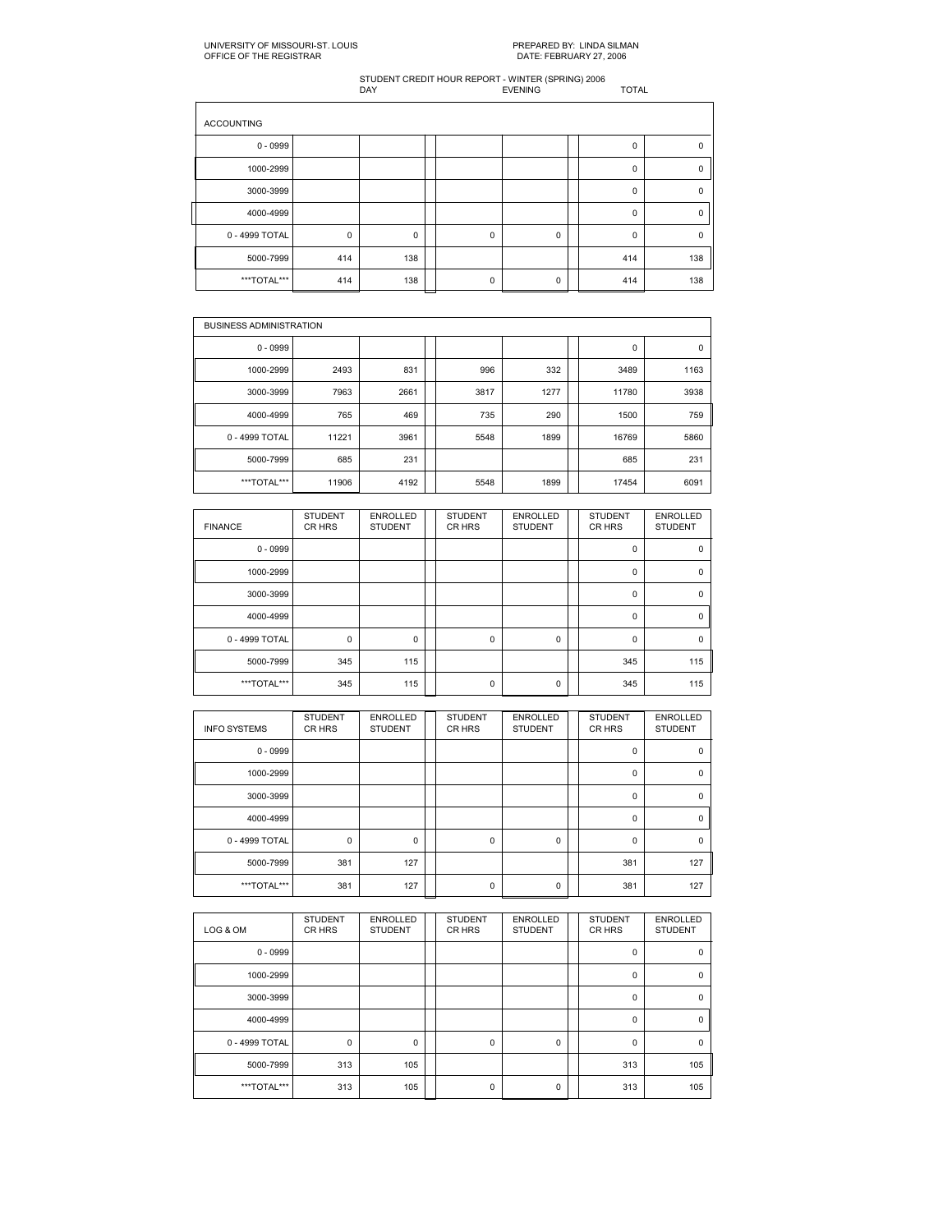UNIVERSITY OF MISSOURI-ST. LOUIS
OFFICE OF THE REGISTRAR

PREPARED BY: LINDA SILMAN
DATE: FEBRUARY 27, 2006

STUDENT CREDIT HOUR REPORT - WINTER (SPRING) 2006

| ACCOUNTING | DAY | | EVENING | | TOTAL | |
|---|---|---|---|---|---|---|
| 0 - 0999 | | | | | 0 | 0 |
| 1000-2999 | | | | | 0 | 0 |
| 3000-3999 | | | | | 0 | 0 |
| 4000-4999 | | | | | 0 | 0 |
| 0 - 4999 TOTAL | 0 | 0 | 0 | 0 | 0 | 0 |
| 5000-7999 | 414 | 138 | | | 414 | 138 |
| ***TOTAL*** | 414 | 138 | 0 | 0 | 414 | 138 |

| BUSINESS ADMINISTRATION | | | | | | |
|---|---|---|---|---|---|---|
| 0 - 0999 | | | | | 0 | 0 |
| 1000-2999 | 2493 | 831 | 996 | 332 | 3489 | 1163 |
| 3000-3999 | 7963 | 2661 | 3817 | 1277 | 11780 | 3938 |
| 4000-4999 | 765 | 469 | 735 | 290 | 1500 | 759 |
| 0 - 4999 TOTAL | 11221 | 3961 | 5548 | 1899 | 16769 | 5860 |
| 5000-7999 | 685 | 231 | | | 685 | 231 |
| ***TOTAL*** | 11906 | 4192 | 5548 | 1899 | 17454 | 6091 |

| FINANCE | STUDENT CR HRS | ENROLLED STUDENT | STUDENT CR HRS | ENROLLED STUDENT | STUDENT CR HRS | ENROLLED STUDENT |
|---|---|---|---|---|---|---|
| 0 - 0999 | | | | | 0 | 0 |
| 1000-2999 | | | | | 0 | 0 |
| 3000-3999 | | | | | 0 | 0 |
| 4000-4999 | | | | | 0 | 0 |
| 0 - 4999 TOTAL | 0 | 0 | 0 | 0 | 0 | 0 |
| 5000-7999 | 345 | 115 | | | 345 | 115 |
| ***TOTAL*** | 345 | 115 | 0 | 0 | 345 | 115 |

| INFO SYSTEMS | STUDENT CR HRS | ENROLLED STUDENT | STUDENT CR HRS | ENROLLED STUDENT | STUDENT CR HRS | ENROLLED STUDENT |
|---|---|---|---|---|---|---|
| 0 - 0999 | | | | | 0 | 0 |
| 1000-2999 | | | | | 0 | 0 |
| 3000-3999 | | | | | 0 | 0 |
| 4000-4999 | | | | | 0 | 0 |
| 0 - 4999 TOTAL | 0 | 0 | 0 | 0 | 0 | 0 |
| 5000-7999 | 381 | 127 | | | 381 | 127 |
| ***TOTAL*** | 381 | 127 | 0 | 0 | 381 | 127 |

| LOG & OM | STUDENT CR HRS | ENROLLED STUDENT | STUDENT CR HRS | ENROLLED STUDENT | STUDENT CR HRS | ENROLLED STUDENT |
|---|---|---|---|---|---|---|
| 0 - 0999 | | | | | 0 | 0 |
| 1000-2999 | | | | | 0 | 0 |
| 3000-3999 | | | | | 0 | 0 |
| 4000-4999 | | | | | 0 | 0 |
| 0 - 4999 TOTAL | 0 | 0 | 0 | 0 | 0 | 0 |
| 5000-7999 | 313 | 105 | | | 313 | 105 |
| ***TOTAL*** | 313 | 105 | 0 | 0 | 313 | 105 |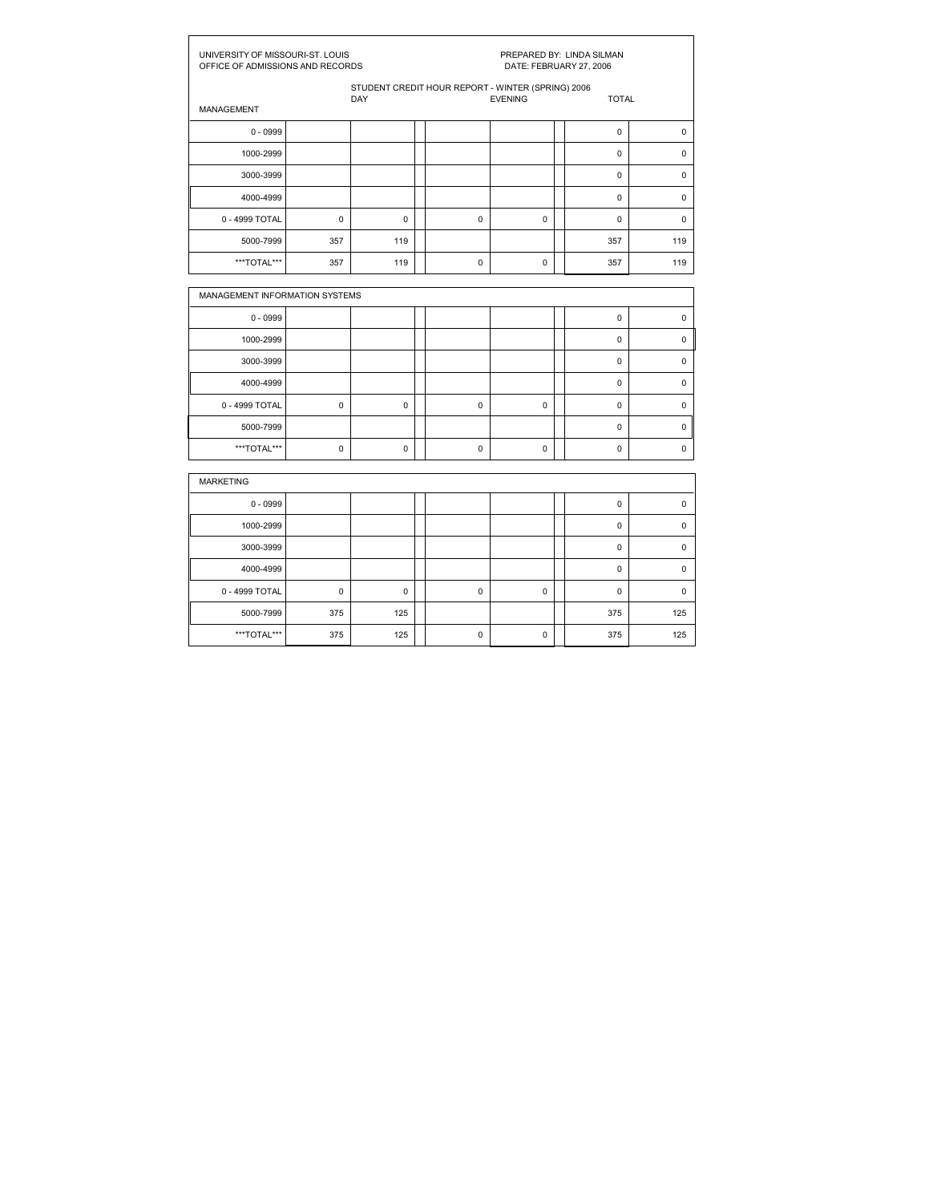UNIVERSITY OF MISSOURI-ST. LOUIS
OFFICE OF ADMISSIONS AND RECORDS

PREPARED BY: LINDA SILMAN
DATE: FEBRUARY 27, 2006

STUDENT CREDIT HOUR REPORT - WINTER (SPRING) 2006

| MANAGEMENT | DAY | | | EVENING | | | TOTAL | |
|---|---|---|---|---|---|---|---|---|
| 0 - 0999 | | | | | | | 0 | 0 |
| 1000-2999 | | | | | | | 0 | 0 |
| 3000-3999 | | | | | | | 0 | 0 |
| 4000-4999 | | | | | | | 0 | 0 |
| 0 - 4999 TOTAL | 0 | 0 | | 0 | 0 | | 0 | 0 |
| 5000-7999 | 357 | 119 | | | | | 357 | 119 |
| ***TOTAL*** | 357 | 119 | | 0 | 0 | | 357 | 119 |

| MANAGEMENT INFORMATION SYSTEMS | | | | | | | | |
|---|---|---|---|---|---|---|---|---|
| 0 - 0999 | | | | | | | 0 | 0 |
| 1000-2999 | | | | | | | 0 | 0 |
| 3000-3999 | | | | | | | 0 | 0 |
| 4000-4999 | | | | | | | 0 | 0 |
| 0 - 4999 TOTAL | 0 | 0 | | 0 | 0 | | 0 | 0 |
| 5000-7999 | | | | | | | 0 | 0 |
| ***TOTAL*** | 0 | 0 | | 0 | 0 | | 0 | 0 |

| MARKETING | | | | | | | | |
|---|---|---|---|---|---|---|---|---|
| 0 - 0999 | | | | | | | 0 | 0 |
| 1000-2999 | | | | | | | 0 | 0 |
| 3000-3999 | | | | | | | 0 | 0 |
| 4000-4999 | | | | | | | 0 | 0 |
| 0 - 4999 TOTAL | 0 | 0 | | 0 | 0 | | 0 | 0 |
| 5000-7999 | 375 | 125 | | | | | 375 | 125 |
| ***TOTAL*** | 375 | 125 | | 0 | 0 | | 375 | 125 |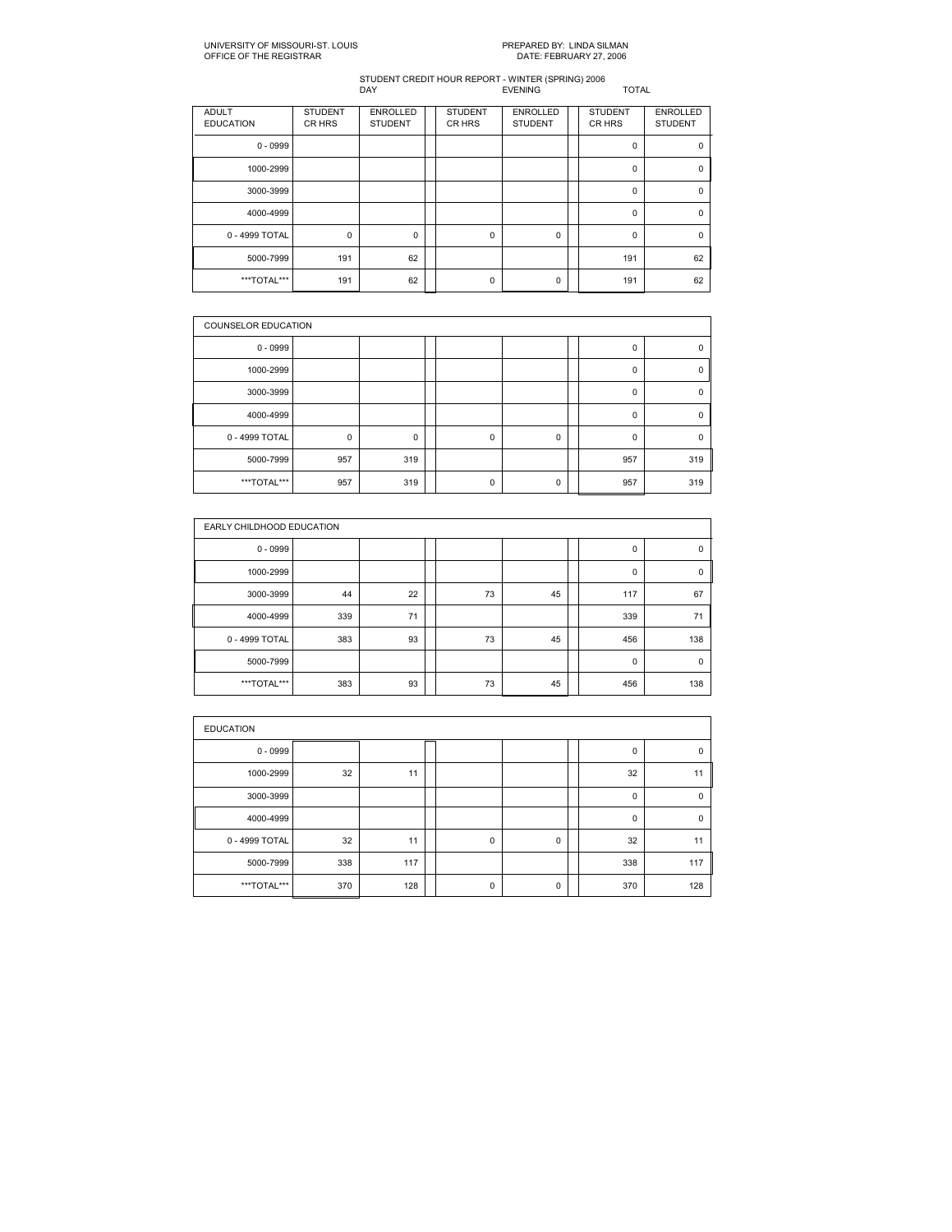UNIVERSITY OF MISSOURI-ST. LOUIS
OFFICE OF THE REGISTRAR

PREPARED BY: LINDA SILMAN
DATE: FEBRUARY 27, 2006

STUDENT CREDIT HOUR REPORT - WINTER (SPRING) 2006

| ADULT EDUCATION | DAY | | EVENING | | TOTAL | |
|---|---|---|---|---|---|---|
| | STUDENT CR HRS | ENROLLED STUDENT | STUDENT CR HRS | ENROLLED STUDENT | STUDENT CR HRS | ENROLLED STUDENT |
| 0 - 0999 | | | | | 0 | 0 |
| 1000-2999 | | | | | 0 | 0 |
| 3000-3999 | | | | | 0 | 0 |
| 4000-4999 | | | | | 0 | 0 |
| 0 - 4999 TOTAL | 0 | 0 | 0 | 0 | 0 | 0 |
| 5000-7999 | 191 | 62 | | | 191 | 62 |
| ***TOTAL*** | 191 | 62 | 0 | 0 | 191 | 62 |

| COUNSELOR EDUCATION | | | | | | |
|---|---|---|---|---|---|---|
| 0 - 0999 | | | | | 0 | 0 |
| 1000-2999 | | | | | 0 | 0 |
| 3000-3999 | | | | | 0 | 0 |
| 4000-4999 | | | | | 0 | 0 |
| 0 - 4999 TOTAL | 0 | 0 | 0 | 0 | 0 | 0 |
| 5000-7999 | 957 | 319 | | | 957 | 319 |
| ***TOTAL*** | 957 | 319 | 0 | 0 | 957 | 319 |

| EARLY CHILDHOOD EDUCATION | | | | | | |
|---|---|---|---|---|---|---|
| 0 - 0999 | | | | | 0 | 0 |
| 1000-2999 | | | | | 0 | 0 |
| 3000-3999 | 44 | 22 | 73 | 45 | 117 | 67 |
| 4000-4999 | 339 | 71 | | | 339 | 71 |
| 0 - 4999 TOTAL | 383 | 93 | 73 | 45 | 456 | 138 |
| 5000-7999 | | | | | 0 | 0 |
| ***TOTAL*** | 383 | 93 | 73 | 45 | 456 | 138 |

| EDUCATION | | | | | | |
|---|---|---|---|---|---|---|
| 0 - 0999 | | | | | 0 | 0 |
| 1000-2999 | 32 | 11 | | | 32 | 11 |
| 3000-3999 | | | | | 0 | 0 |
| 4000-4999 | | | | | 0 | 0 |
| 0 - 4999 TOTAL | 32 | 11 | 0 | 0 | 32 | 11 |
| 5000-7999 | 338 | 117 | | | 338 | 117 |
| ***TOTAL*** | 370 | 128 | 0 | 0 | 370 | 128 |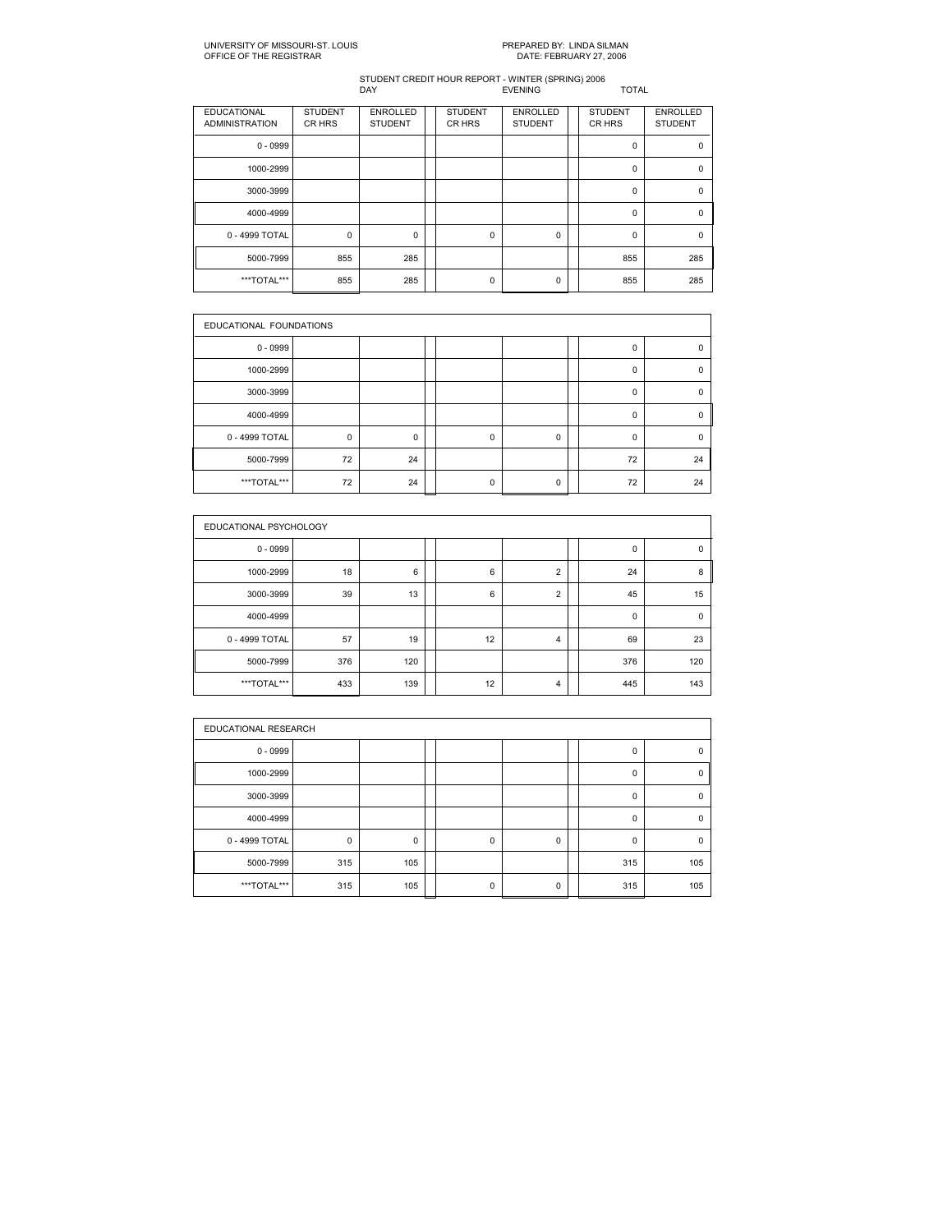UNIVERSITY OF MISSOURI-ST. LOUIS
OFFICE OF THE REGISTRAR

PREPARED BY: LINDA SILMAN
DATE: FEBRUARY 27, 2006

STUDENT CREDIT HOUR REPORT - WINTER (SPRING) 2006

| | DAY | | EVENING | | TOTAL | |
|---|---|---|---|---|---|---|
| EDUCATIONAL ADMINISTRATION | STUDENT CR HRS | ENROLLED STUDENT | STUDENT CR HRS | ENROLLED STUDENT | STUDENT CR HRS | ENROLLED STUDENT |
| 0 - 0999 | | | | | 0 | 0 |
| 1000-2999 | | | | | 0 | 0 |
| 3000-3999 | | | | | 0 | 0 |
| 4000-4999 | | | | | 0 | 0 |
| 0 - 4999 TOTAL | 0 | 0 | 0 | 0 | 0 | 0 |
| 5000-7999 | 855 | 285 | | | 855 | 285 |
| ***TOTAL*** | 855 | 285 | 0 | 0 | 855 | 285 |

| EDUCATIONAL FOUNDATIONS | | | | | | |
|---|---|---|---|---|---|---|
| 0 - 0999 | | | | | 0 | 0 |
| 1000-2999 | | | | | 0 | 0 |
| 3000-3999 | | | | | 0 | 0 |
| 4000-4999 | | | | | 0 | 0 |
| 0 - 4999 TOTAL | 0 | 0 | 0 | 0 | 0 | 0 |
| 5000-7999 | 72 | 24 | | | 72 | 24 |
| ***TOTAL*** | 72 | 24 | 0 | 0 | 72 | 24 |

| EDUCATIONAL PSYCHOLOGY | | | | | | |
|---|---|---|---|---|---|---|
| 0 - 0999 | | | | | 0 | 0 |
| 1000-2999 | 18 | 6 | 6 | 2 | 24 | 8 |
| 3000-3999 | 39 | 13 | 6 | 2 | 45 | 15 |
| 4000-4999 | | | | | 0 | 0 |
| 0 - 4999 TOTAL | 57 | 19 | 12 | 4 | 69 | 23 |
| 5000-7999 | 376 | 120 | | | 376 | 120 |
| ***TOTAL*** | 433 | 139 | 12 | 4 | 445 | 143 |

| EDUCATIONAL RESEARCH | | | | | | |
|---|---|---|---|---|---|---|
| 0 - 0999 | | | | | 0 | 0 |
| 1000-2999 | | | | | 0 | 0 |
| 3000-3999 | | | | | 0 | 0 |
| 4000-4999 | | | | | 0 | 0 |
| 0 - 4999 TOTAL | 0 | 0 | 0 | 0 | 0 | 0 |
| 5000-7999 | 315 | 105 | | | 315 | 105 |
| ***TOTAL*** | 315 | 105 | 0 | 0 | 315 | 105 |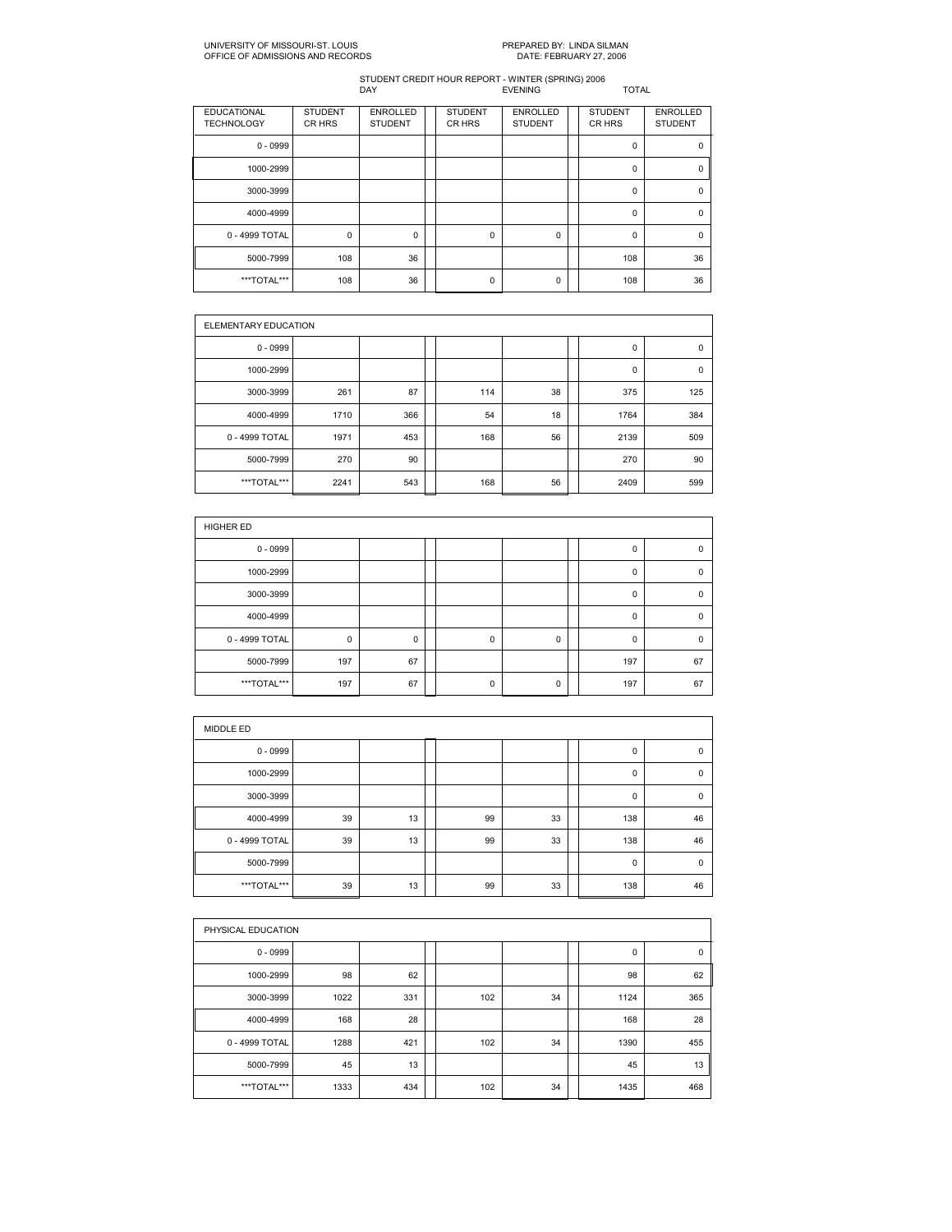UNIVERSITY OF MISSOURI-ST. LOUIS
OFFICE OF ADMISSIONS AND RECORDS

PREPARED BY: LINDA SILMAN
DATE: FEBRUARY 27, 2006

STUDENT CREDIT HOUR REPORT - WINTER (SPRING) 2006

| | DAY | | EVENING | | TOTAL | |
|---|---|---|---|---|---|---|
| EDUCATIONAL TECHNOLOGY | STUDENT CR HRS | ENROLLED STUDENT | STUDENT CR HRS | ENROLLED STUDENT | STUDENT CR HRS | ENROLLED STUDENT |
| 0 - 0999 | | | | | 0 | 0 |
| 1000-2999 | | | | | 0 | 0 |
| 3000-3999 | | | | | 0 | 0 |
| 4000-4999 | | | | | 0 | 0 |
| 0 - 4999 TOTAL | 0 | 0 | 0 | 0 | 0 | 0 |
| 5000-7999 | 108 | 36 | | | 108 | 36 |
| ***TOTAL*** | 108 | 36 | 0 | 0 | 108 | 36 |

| ELEMENTARY EDUCATION | | | | | | |
|---|---|---|---|---|---|---|
| 0 - 0999 | | | | | 0 | 0 |
| 1000-2999 | | | | | 0 | 0 |
| 3000-3999 | 261 | 87 | 114 | 38 | 375 | 125 |
| 4000-4999 | 1710 | 366 | 54 | 18 | 1764 | 384 |
| 0 - 4999 TOTAL | 1971 | 453 | 168 | 56 | 2139 | 509 |
| 5000-7999 | 270 | 90 | | | 270 | 90 |
| ***TOTAL*** | 2241 | 543 | 168 | 56 | 2409 | 599 |

| HIGHER ED | | | | | | |
|---|---|---|---|---|---|---|
| 0 - 0999 | | | | | 0 | 0 |
| 1000-2999 | | | | | 0 | 0 |
| 3000-3999 | | | | | 0 | 0 |
| 4000-4999 | | | | | 0 | 0 |
| 0 - 4999 TOTAL | 0 | 0 | 0 | 0 | 0 | 0 |
| 5000-7999 | 197 | 67 | | | 197 | 67 |
| ***TOTAL*** | 197 | 67 | 0 | 0 | 197 | 67 |

| MIDDLE ED | | | | | | |
|---|---|---|---|---|---|---|
| 0 - 0999 | | | | | 0 | 0 |
| 1000-2999 | | | | | 0 | 0 |
| 3000-3999 | | | | | 0 | 0 |
| 4000-4999 | 39 | 13 | 99 | 33 | 138 | 46 |
| 0 - 4999 TOTAL | 39 | 13 | 99 | 33 | 138 | 46 |
| 5000-7999 | | | | | 0 | 0 |
| ***TOTAL*** | 39 | 13 | 99 | 33 | 138 | 46 |

| PHYSICAL EDUCATION | | | | | | |
|---|---|---|---|---|---|---|
| 0 - 0999 | | | | | 0 | 0 |
| 1000-2999 | 98 | 62 | | | 98 | 62 |
| 3000-3999 | 1022 | 331 | 102 | 34 | 1124 | 365 |
| 4000-4999 | 168 | 28 | | | 168 | 28 |
| 0 - 4999 TOTAL | 1288 | 421 | 102 | 34 | 1390 | 455 |
| 5000-7999 | 45 | 13 | | | 45 | 13 |
| ***TOTAL*** | 1333 | 434 | 102 | 34 | 1435 | 468 |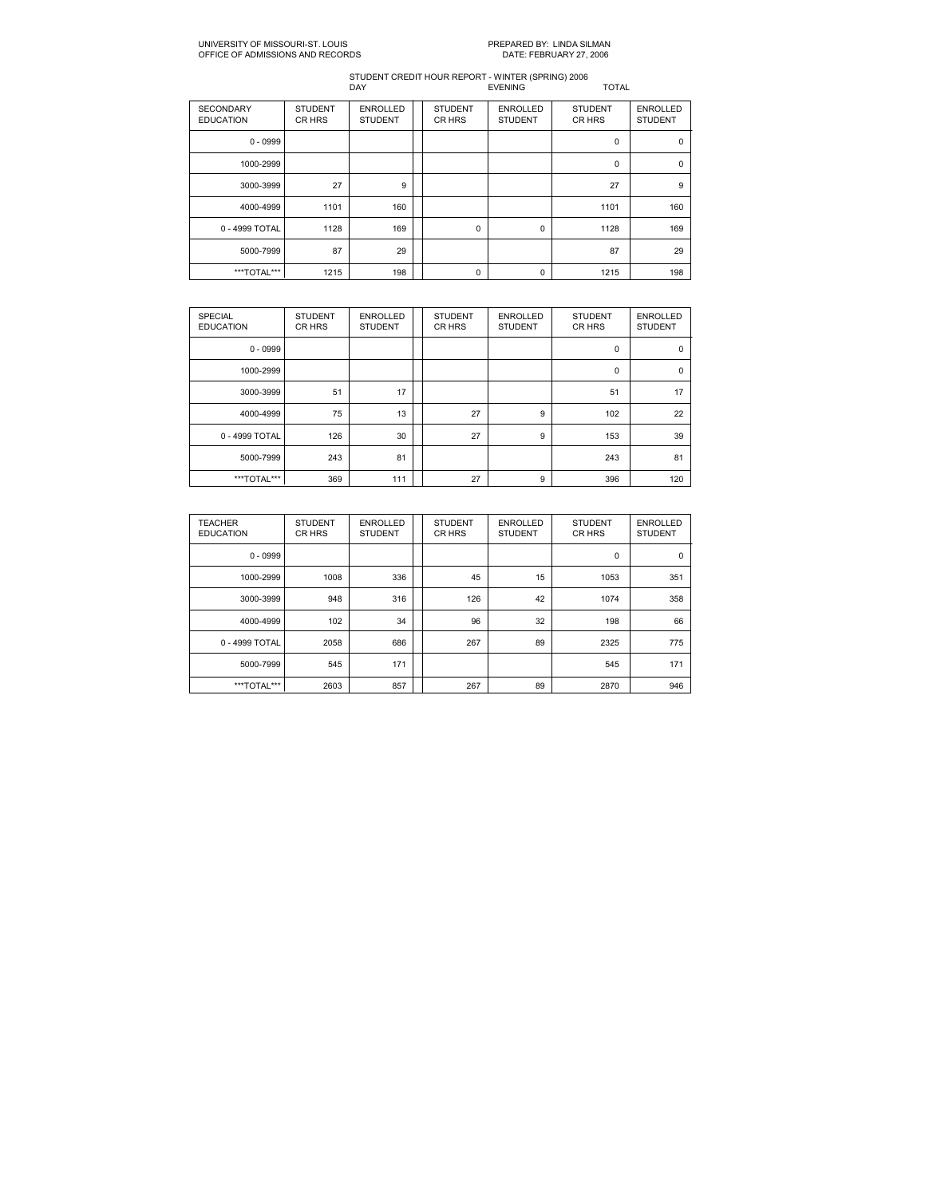UNIVERSITY OF MISSOURI-ST. LOUIS
OFFICE OF ADMISSIONS AND RECORDS

PREPARED BY: LINDA SILMAN
DATE: FEBRUARY 27, 2006

STUDENT CREDIT HOUR REPORT - WINTER (SPRING) 2006

| | DAY | | | EVENING | | TOTAL | |
|---|---|---|---|---|---|---|---|
| SECONDARY EDUCATION | STUDENT CR HRS | ENROLLED STUDENT | | STUDENT CR HRS | ENROLLED STUDENT | STUDENT CR HRS | ENROLLED STUDENT |
| 0 - 0999 | | | | | | 0 | 0 |
| 1000-2999 | | | | | | 0 | 0 |
| 3000-3999 | 27 | 9 | | | | 27 | 9 |
| 4000-4999 | 1101 | 160 | | | | 1101 | 160 |
| 0 - 4999 TOTAL | 1128 | 169 | | 0 | 0 | 1128 | 169 |
| 5000-7999 | 87 | 29 | | | | 87 | 29 |
| \*\*\*TOTAL\*\*\* | 1215 | 198 | | 0 | 0 | 1215 | 198 |

| SPECIAL EDUCATION | STUDENT CR HRS | ENROLLED STUDENT | | STUDENT CR HRS | ENROLLED STUDENT | STUDENT CR HRS | ENROLLED STUDENT |
|---|---|---|---|---|---|---|---|
| 0 - 0999 | | | | | | 0 | 0 |
| 1000-2999 | | | | | | 0 | 0 |
| 3000-3999 | 51 | 17 | | | | 51 | 17 |
| 4000-4999 | 75 | 13 | | 27 | 9 | 102 | 22 |
| 0 - 4999 TOTAL | 126 | 30 | | 27 | 9 | 153 | 39 |
| 5000-7999 | 243 | 81 | | | | 243 | 81 |
| \*\*\*TOTAL\*\*\* | 369 | 111 | | 27 | 9 | 396 | 120 |

| TEACHER EDUCATION | STUDENT CR HRS | ENROLLED STUDENT | | STUDENT CR HRS | ENROLLED STUDENT | STUDENT CR HRS | ENROLLED STUDENT |
|---|---|---|---|---|---|---|---|
| 0 - 0999 | | | | | | 0 | 0 |
| 1000-2999 | 1008 | 336 | | 45 | 15 | 1053 | 351 |
| 3000-3999 | 948 | 316 | | 126 | 42 | 1074 | 358 |
| 4000-4999 | 102 | 34 | | 96 | 32 | 198 | 66 |
| 0 - 4999 TOTAL | 2058 | 686 | | 267 | 89 | 2325 | 775 |
| 5000-7999 | 545 | 171 | | | | 545 | 171 |
| \*\*\*TOTAL\*\*\* | 2603 | 857 | | 267 | 89 | 2870 | 946 |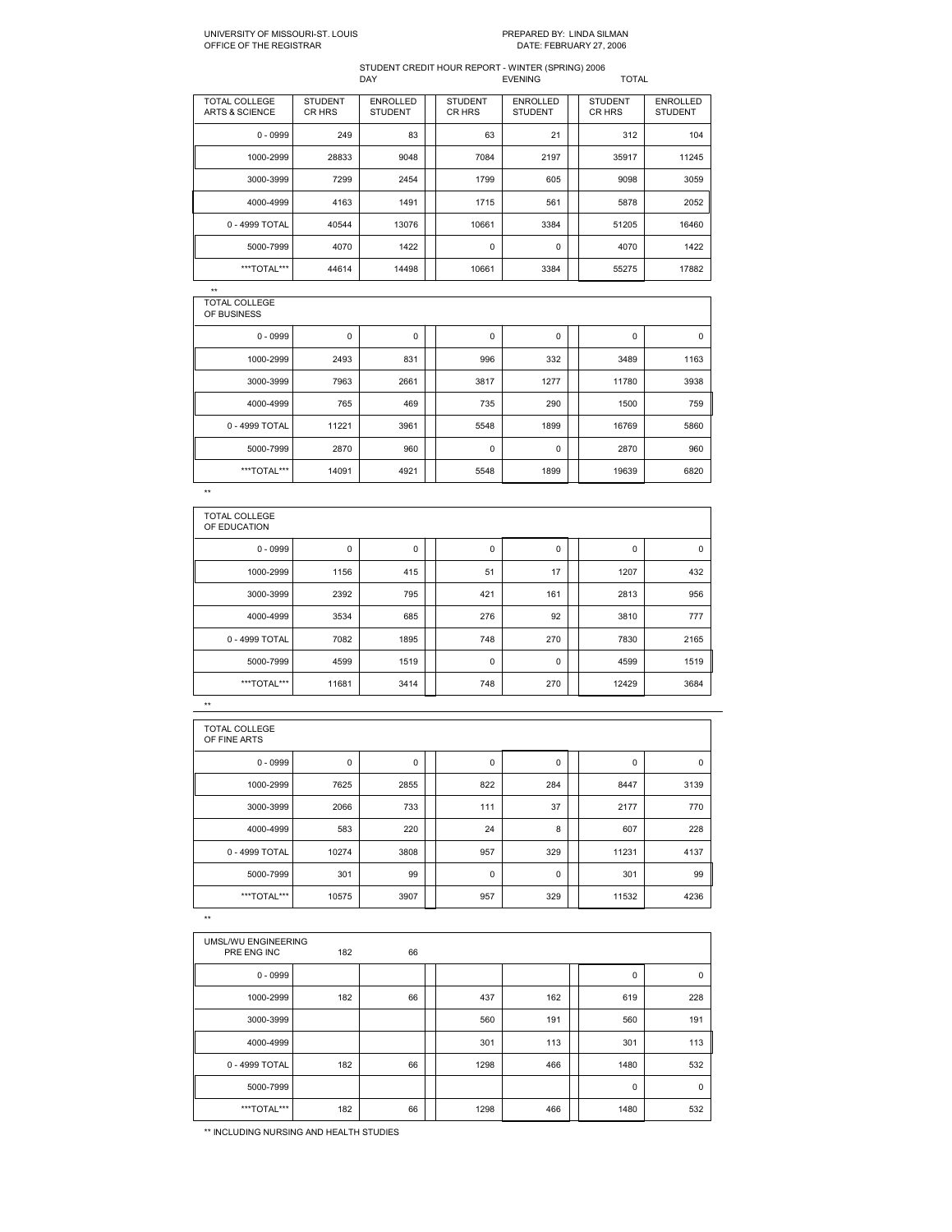UNIVERSITY OF MISSOURI-ST. LOUIS
OFFICE OF THE REGISTRAR

PREPARED BY: LINDA SILMAN
DATE: FEBRUARY 27, 2006

STUDENT CREDIT HOUR REPORT - WINTER (SPRING) 2006

| | DAY | | EVENING | | TOTAL | |
|---|---|---|---|---|---|---|
| TOTAL COLLEGE ARTS & SCIENCE | STUDENT CR HRS | ENROLLED STUDENT | STUDENT CR HRS | ENROLLED STUDENT | STUDENT CR HRS | ENROLLED STUDENT |
| 0 - 0999 | 249 | 83 | 63 | 21 | 312 | 104 |
| 1000-2999 | 28833 | 9048 | 7084 | 2197 | 35917 | 11245 |
| 3000-3999 | 7299 | 2454 | 1799 | 605 | 9098 | 3059 |
| 4000-4999 | 4163 | 1491 | 1715 | 561 | 5878 | 2052 |
| 0 - 4999 TOTAL | 40544 | 13076 | 10661 | 3384 | 51205 | 16460 |
| 5000-7999 | 4070 | 1422 | 0 | 0 | 4070 | 1422 |
| ***TOTAL*** | 44614 | 14498 | 10661 | 3384 | 55275 | 17882 |

**

| TOTAL COLLEGE OF BUSINESS | | | | | | |
|---|---|---|---|---|---|---|
| 0 - 0999 | 0 | 0 | 0 | 0 | 0 | 0 |
| 1000-2999 | 2493 | 831 | 996 | 332 | 3489 | 1163 |
| 3000-3999 | 7963 | 2661 | 3817 | 1277 | 11780 | 3938 |
| 4000-4999 | 765 | 469 | 735 | 290 | 1500 | 759 |
| 0 - 4999 TOTAL | 11221 | 3961 | 5548 | 1899 | 16769 | 5860 |
| 5000-7999 | 2870 | 960 | 0 | 0 | 2870 | 960 |
| ***TOTAL*** | 14091 | 4921 | 5548 | 1899 | 19639 | 6820 |

**

| TOTAL COLLEGE OF EDUCATION | | | | | | |
|---|---|---|---|---|---|---|
| 0 - 0999 | 0 | 0 | 0 | 0 | 0 | 0 |
| 1000-2999 | 1156 | 415 | 51 | 17 | 1207 | 432 |
| 3000-3999 | 2392 | 795 | 421 | 161 | 2813 | 956 |
| 4000-4999 | 3534 | 685 | 276 | 92 | 3810 | 777 |
| 0 - 4999 TOTAL | 7082 | 1895 | 748 | 270 | 7830 | 2165 |
| 5000-7999 | 4599 | 1519 | 0 | 0 | 4599 | 1519 |
| ***TOTAL*** | 11681 | 3414 | 748 | 270 | 12429 | 3684 |

**

| TOTAL COLLEGE OF FINE ARTS | | | | | | |
|---|---|---|---|---|---|---|
| 0 - 0999 | 0 | 0 | 0 | 0 | 0 | 0 |
| 1000-2999 | 7625 | 2855 | 822 | 284 | 8447 | 3139 |
| 3000-3999 | 2066 | 733 | 111 | 37 | 2177 | 770 |
| 4000-4999 | 583 | 220 | 24 | 8 | 607 | 228 |
| 0 - 4999 TOTAL | 10274 | 3808 | 957 | 329 | 11231 | 4137 |
| 5000-7999 | 301 | 99 | 0 | 0 | 301 | 99 |
| ***TOTAL*** | 10575 | 3907 | 957 | 329 | 11532 | 4236 |

**

| UMSL/WU ENGINEERING PRE ENG INC | 182 | 66 | | | | |
|---|---|---|---|---|---|---|
| 0 - 0999 | | | | | 0 | 0 |
| 1000-2999 | 182 | 66 | 437 | 162 | 619 | 228 |
| 3000-3999 | | | 560 | 191 | 560 | 191 |
| 4000-4999 | | | 301 | 113 | 301 | 113 |
| 0 - 4999 TOTAL | 182 | 66 | 1298 | 466 | 1480 | 532 |
| 5000-7999 | | | | | 0 | 0 |
| ***TOTAL*** | 182 | 66 | 1298 | 466 | 1480 | 532 |

** INCLUDING NURSING AND HEALTH STUDIES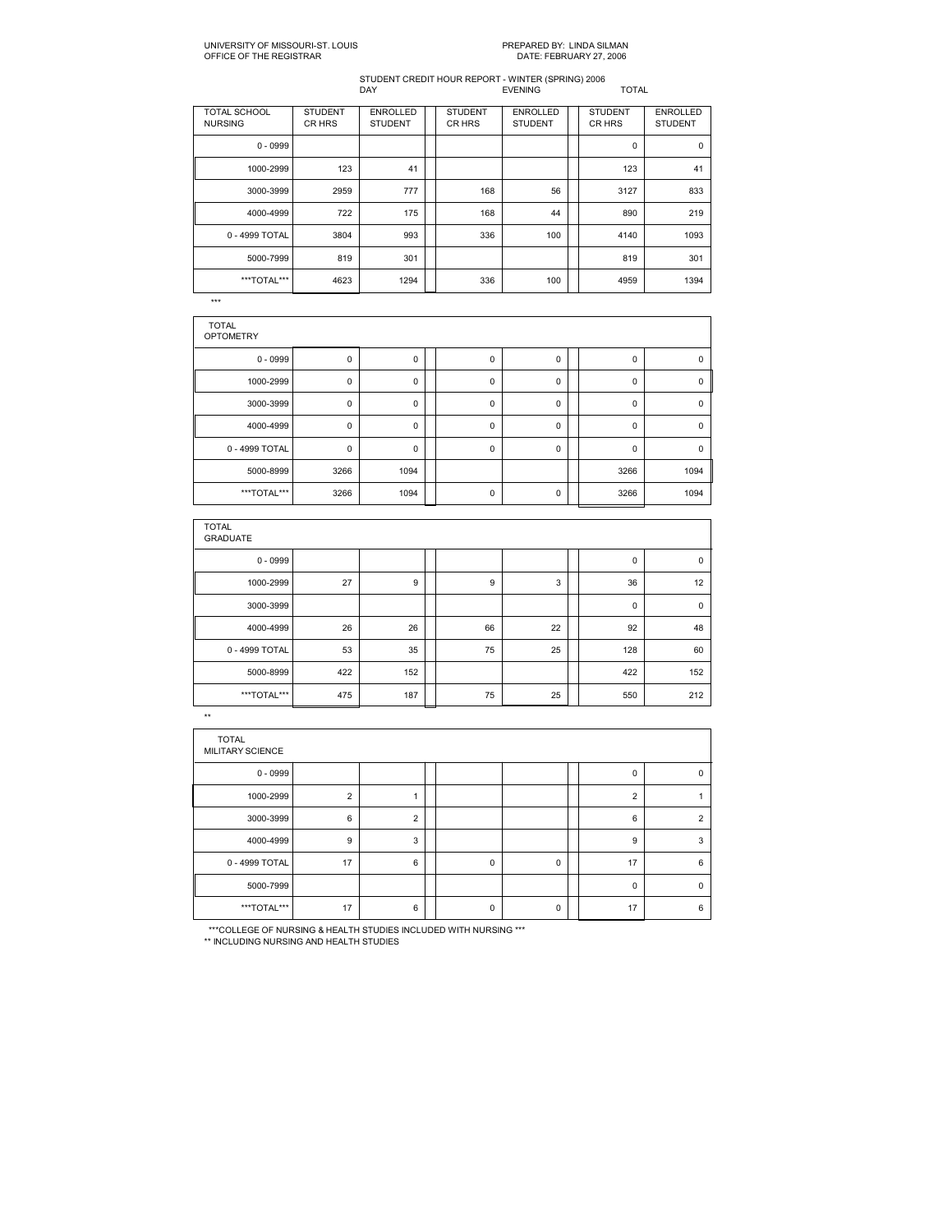UNIVERSITY OF MISSOURI-ST. LOUIS
OFFICE OF THE REGISTRAR

PREPARED BY: LINDA SILMAN
DATE: FEBRUARY 27, 2006

STUDENT CREDIT HOUR REPORT - WINTER (SPRING) 2006

| | DAY | | EVENING | | TOTAL | |
|---|---|---|---|---|---|---|
| TOTAL SCHOOL NURSING | STUDENT CR HRS | ENROLLED STUDENT | STUDENT CR HRS | ENROLLED STUDENT | STUDENT CR HRS | ENROLLED STUDENT |
| 0 - 0999 | | | | | 0 | 0 |
| 1000-2999 | 123 | 41 | | | 123 | 41 |
| 3000-3999 | 2959 | 777 | 168 | 56 | 3127 | 833 |
| 4000-4999 | 722 | 175 | 168 | 44 | 890 | 219 |
| 0 - 4999 TOTAL | 3804 | 993 | 336 | 100 | 4140 | 1093 |
| 5000-7999 | 819 | 301 | | | 819 | 301 |
| ***TOTAL*** | 4623 | 1294 | 336 | 100 | 4959 | 1394 |

***

| TOTAL OPTOMETRY | | | | | | |
|---|---|---|---|---|---|---|
| 0 - 0999 | 0 | 0 | 0 | 0 | 0 | 0 |
| 1000-2999 | 0 | 0 | 0 | 0 | 0 | 0 |
| 3000-3999 | 0 | 0 | 0 | 0 | 0 | 0 |
| 4000-4999 | 0 | 0 | 0 | 0 | 0 | 0 |
| 0 - 4999 TOTAL | 0 | 0 | 0 | 0 | 0 | 0 |
| 5000-8999 | 3266 | 1094 | | | 3266 | 1094 |
| ***TOTAL*** | 3266 | 1094 | 0 | 0 | 3266 | 1094 |

| TOTAL GRADUATE | | | | | | |
|---|---|---|---|---|---|---|
| 0 - 0999 | | | | | 0 | 0 |
| 1000-2999 | 27 | 9 | 9 | 3 | 36 | 12 |
| 3000-3999 | | | | | 0 | 0 |
| 4000-4999 | 26 | 26 | 66 | 22 | 92 | 48 |
| 0 - 4999 TOTAL | 53 | 35 | 75 | 25 | 128 | 60 |
| 5000-8999 | 422 | 152 | | | 422 | 152 |
| ***TOTAL*** | 475 | 187 | 75 | 25 | 550 | 212 |

**

| TOTAL MILITARY SCIENCE | | | | | | |
|---|---|---|---|---|---|---|
| 0 - 0999 | | | | | 0 | 0 |
| 1000-2999 | 2 | 1 | | | 2 | 1 |
| 3000-3999 | 6 | 2 | | | 6 | 2 |
| 4000-4999 | 9 | 3 | | | 9 | 3 |
| 0 - 4999 TOTAL | 17 | 6 | 0 | 0 | 17 | 6 |
| 5000-7999 | | | | | 0 | 0 |
| ***TOTAL*** | 17 | 6 | 0 | 0 | 17 | 6 |

***COLLEGE OF NURSING & HEALTH STUDIES INCLUDED WITH NURSING ***

** INCLUDING NURSING AND HEALTH STUDIES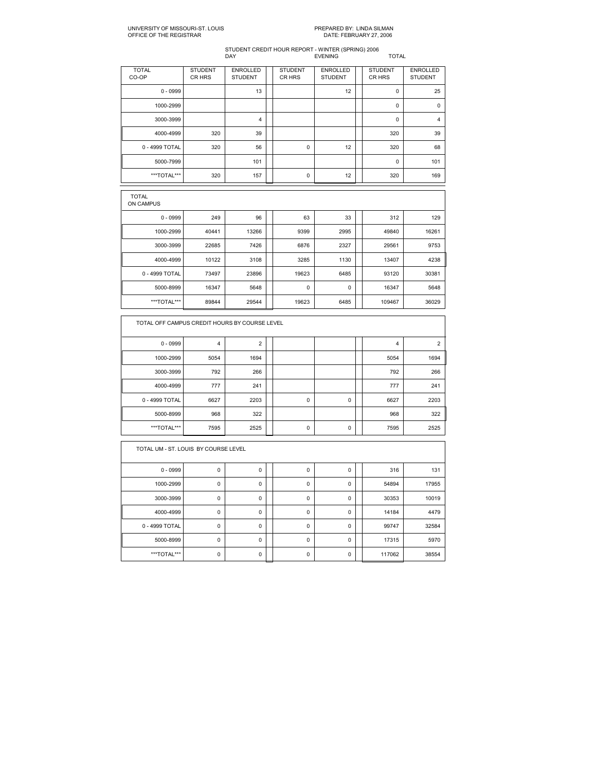UNIVERSITY OF MISSOURI-ST. LOUIS
OFFICE OF THE REGISTRAR

PREPARED BY: LINDA SILMAN
DATE: FEBRUARY 27, 2006

STUDENT CREDIT HOUR REPORT - WINTER (SPRING) 2006

| | DAY | | EVENING | | TOTAL | |
|---|---|---|---|---|---|---|
| TOTAL CO-OP | STUDENT CR HRS | ENROLLED STUDENT | STUDENT CR HRS | ENROLLED STUDENT | STUDENT CR HRS | ENROLLED STUDENT |
| 0 - 0999 | | 13 | | 12 | 0 | 25 |
| 1000-2999 | | | | | 0 | 0 |
| 3000-3999 | | 4 | | | 0 | 4 |
| 4000-4999 | 320 | 39 | | | 320 | 39 |
| 0 - 4999 TOTAL | 320 | 56 | 0 | 12 | 320 | 68 |
| 5000-7999 | | 101 | | | 0 | 101 |
| ***TOTAL*** | 320 | 157 | 0 | 12 | 320 | 169 |
| TOTAL ON CAMPUS | | | | | | |
| 0 - 0999 | 249 | 96 | 63 | 33 | 312 | 129 |
| 1000-2999 | 40441 | 13266 | 9399 | 2995 | 49840 | 16261 |
| 3000-3999 | 22685 | 7426 | 6876 | 2327 | 29561 | 9753 |
| 4000-4999 | 10122 | 3108 | 3285 | 1130 | 13407 | 4238 |
| 0 - 4999 TOTAL | 73497 | 23896 | 19623 | 6485 | 93120 | 30381 |
| 5000-8999 | 16347 | 5648 | 0 | 0 | 16347 | 5648 |
| ***TOTAL*** | 89844 | 29544 | 19623 | 6485 | 109467 | 36029 |
| TOTAL OFF CAMPUS CREDIT HOURS BY COURSE LEVEL | | | | | | |
| 0 - 0999 | 4 | 2 | | | 4 | 2 |
| 1000-2999 | 5054 | 1694 | | | 5054 | 1694 |
| 3000-3999 | 792 | 266 | | | 792 | 266 |
| 4000-4999 | 777 | 241 | | | 777 | 241 |
| 0 - 4999 TOTAL | 6627 | 2203 | 0 | 0 | 6627 | 2203 |
| 5000-8999 | 968 | 322 | | | 968 | 322 |
| ***TOTAL*** | 7595 | 2525 | 0 | 0 | 7595 | 2525 |
| TOTAL UM - ST. LOUIS BY COURSE LEVEL | | | | | | |
| 0 - 0999 | 0 | 0 | 0 | 0 | 316 | 131 |
| 1000-2999 | 0 | 0 | 0 | 0 | 54894 | 17955 |
| 3000-3999 | 0 | 0 | 0 | 0 | 30353 | 10019 |
| 4000-4999 | 0 | 0 | 0 | 0 | 14184 | 4479 |
| 0 - 4999 TOTAL | 0 | 0 | 0 | 0 | 99747 | 32584 |
| 5000-8999 | 0 | 0 | 0 | 0 | 17315 | 5970 |
| ***TOTAL*** | 0 | 0 | 0 | 0 | 117062 | 38554 |